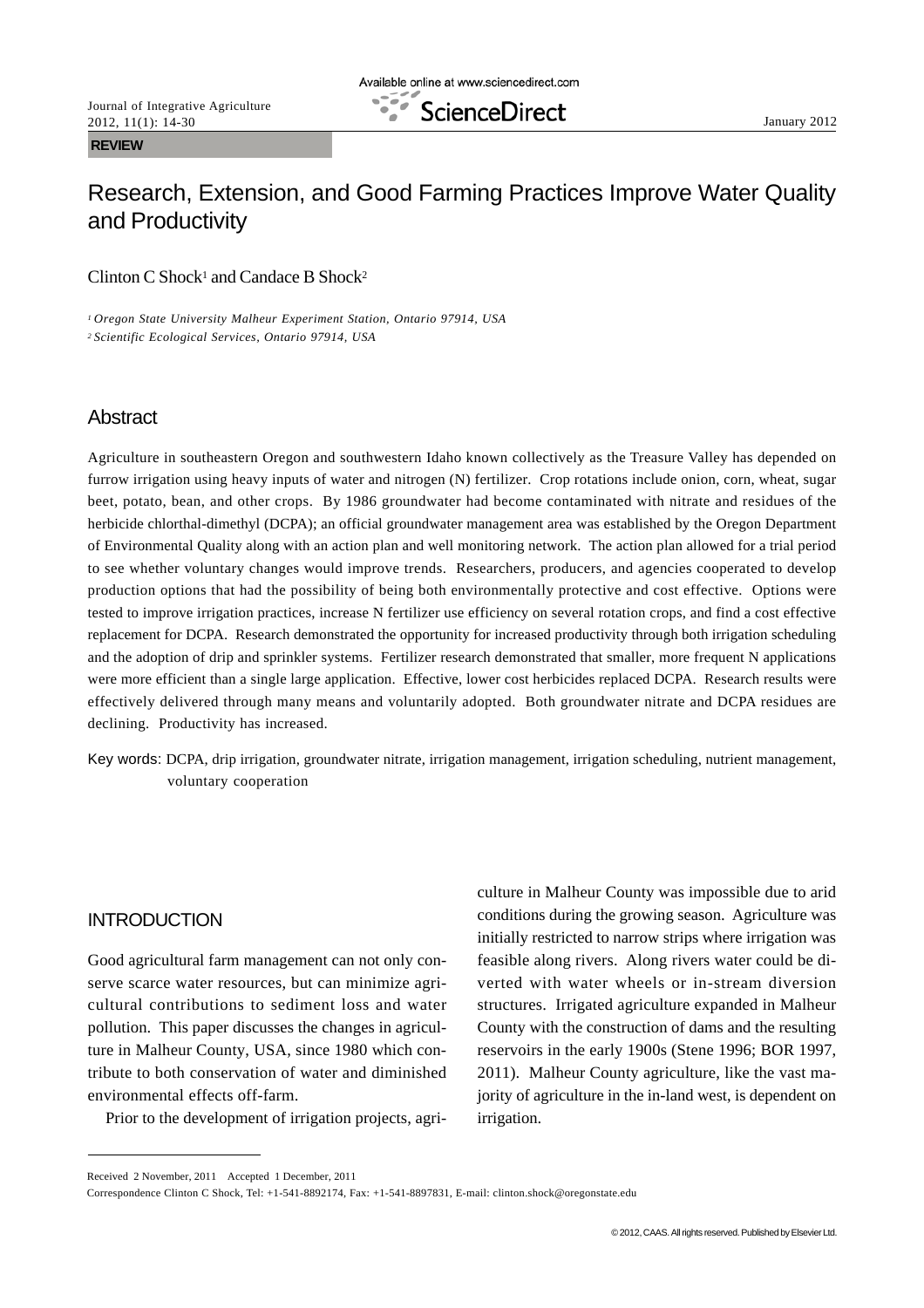REVIEW

# Research, Extension, and Good Farming Practices Improve Water Quality and Productivity

Clinton C Shock[1] and Candace B Shock[2]

[1] *Oregon State University Malheur Experiment Station, Ontario 97914, USA*
[2] *Scientific Ecological Services, Ontario 97914, USA*

## Abstract

Agriculture in southeastern Oregon and southwestern Idaho known collectively as the Treasure Valley has depended on furrow irrigation using heavy inputs of water and nitrogen (N) fertilizer. Crop rotations include onion, corn, wheat, sugar beet, potato, bean, and other crops. By 1986 groundwater had become contaminated with nitrate and residues of the herbicide chlorthal-dimethyl (DCPA); an official groundwater management area was established by the Oregon Department of Environmental Quality along with an action plan and well monitoring network. The action plan allowed for a trial period to see whether voluntary changes would improve trends. Researchers, producers, and agencies cooperated to develop production options that had the possibility of being both environmentally protective and cost effective. Options were tested to improve irrigation practices, increase N fertilizer use efficiency on several rotation crops, and find a cost effective replacement for DCPA. Research demonstrated the opportunity for increased productivity through both irrigation scheduling and the adoption of drip and sprinkler systems. Fertilizer research demonstrated that smaller, more frequent N applications were more efficient than a single large application. Effective, lower cost herbicides replaced DCPA. Research results were effectively delivered through many means and voluntarily adopted. Both groundwater nitrate and DCPA residues are declining. Productivity has increased.

Key words: DCPA, drip irrigation, groundwater nitrate, irrigation management, irrigation scheduling, nutrient management, voluntary cooperation

## INTRODUCTION

Good agricultural farm management can not only conserve scarce water resources, but can minimize agricultural contributions to sediment loss and water pollution. This paper discusses the changes in agriculture in Malheur County, USA, since 1980 which contribute to both conservation of water and diminished environmental effects off-farm.

Prior to the development of irrigation projects, agriculture in Malheur County was impossible due to arid conditions during the growing season. Agriculture was initially restricted to narrow strips where irrigation was feasible along rivers. Along rivers water could be diverted with water wheels or in-stream diversion structures. Irrigated agriculture expanded in Malheur County with the construction of dams and the resulting reservoirs in the early 1900s (Stene 1996; BOR 1997, 2011). Malheur County agriculture, like the vast majority of agriculture in the in-land west, is dependent on irrigation.

Received 2 November, 2011 Accepted 1 December, 2011

Correspondence Clinton C Shock, Tel: +1-541-8892174, Fax: +1-541-8897831, E-mail: clinton.shock@oregonstate.edu

© 2012, CAAS. All rights reserved. Published by Elsevier Ltd.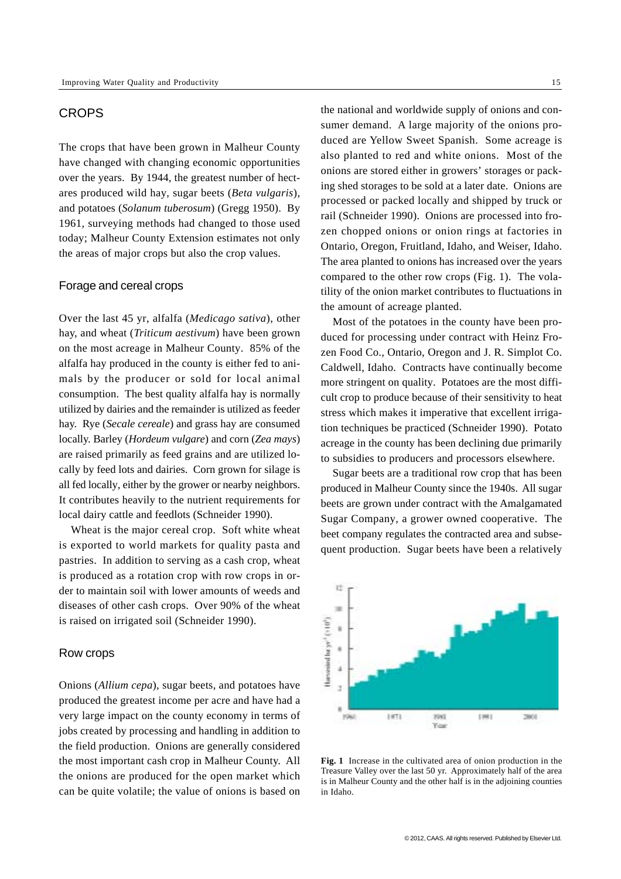## CROPS

The crops that have been grown in Malheur County have changed with changing economic opportunities over the years. By 1944, the greatest number of hectares produced wild hay, sugar beets (*Beta vulgaris*), and potatoes (*Solanum tuberosum*) (Gregg 1950). By 1961, surveying methods had changed to those used today; Malheur County Extension estimates not only the areas of major crops but also the crop values.

### Forage and cereal crops

Over the last 45 yr, alfalfa (*Medicago sativa*), other hay, and wheat (*Triticum aestivum*) have been grown on the most acreage in Malheur County. 85% of the alfalfa hay produced in the county is either fed to animals by the producer or sold for local animal consumption. The best quality alfalfa hay is normally utilized by dairies and the remainder is utilized as feeder hay. Rye (*Secale cereale*) and grass hay are consumed locally. Barley (*Hordeum vulgare*) and corn (*Zea mays*) are raised primarily as feed grains and are utilized locally by feed lots and dairies. Corn grown for silage is all fed locally, either by the grower or nearby neighbors. It contributes heavily to the nutrient requirements for local dairy cattle and feedlots (Schneider 1990).

Wheat is the major cereal crop. Soft white wheat is exported to world markets for quality pasta and pastries. In addition to serving as a cash crop, wheat is produced as a rotation crop with row crops in order to maintain soil with lower amounts of weeds and diseases of other cash crops. Over 90% of the wheat is raised on irrigated soil (Schneider 1990).

### Row crops

Onions (*Allium cepa*), sugar beets, and potatoes have produced the greatest income per acre and have had a very large impact on the county economy in terms of jobs created by processing and handling in addition to the field production. Onions are generally considered the most important cash crop in Malheur County. All the onions are produced for the open market which can be quite volatile; the value of onions is based on the national and worldwide supply of onions and consumer demand. A large majority of the onions produced are Yellow Sweet Spanish. Some acreage is also planted to red and white onions. Most of the onions are stored either in growers' storages or packing shed storages to be sold at a later date. Onions are processed or packed locally and shipped by truck or rail (Schneider 1990). Onions are processed into frozen chopped onions or onion rings at factories in Ontario, Oregon, Fruitland, Idaho, and Weiser, Idaho. The area planted to onions has increased over the years compared to the other row crops (Fig. 1). The volatility of the onion market contributes to fluctuations in the amount of acreage planted.

Most of the potatoes in the county have been produced for processing under contract with Heinz Frozen Food Co., Ontario, Oregon and J. R. Simplot Co. Caldwell, Idaho. Contracts have continually become more stringent on quality. Potatoes are the most difficult crop to produce because of their sensitivity to heat stress which makes it imperative that excellent irrigation techniques be practiced (Schneider 1990). Potato acreage in the county has been declining due primarily to subsidies to producers and processors elsewhere.

Sugar beets are a traditional row crop that has been produced in Malheur County since the 1940s. All sugar beets are grown under contract with the Amalgamated Sugar Company, a grower owned cooperative. The beet company regulates the contracted area and subsequent production. Sugar beets have been a relatively

**Fig. 1** Increase in the cultivated area of onion production in the Treasure Valley over the last 50 yr. Approximately half of the area is in Malheur County and the other half is in the adjoining counties in Idaho.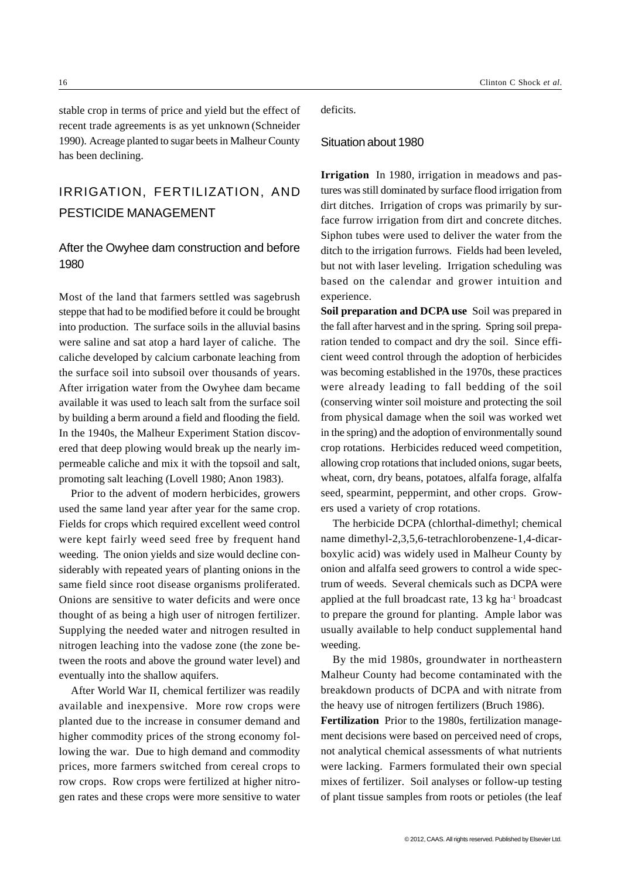stable crop in terms of price and yield but the effect of recent trade agreements is as yet unknown (Schneider 1990). Acreage planted to sugar beets in Malheur County has been declining.

## IRRIGATION, FERTILIZATION, AND PESTICIDE MANAGEMENT

### After the Owyhee dam construction and before 1980

Most of the land that farmers settled was sagebrush steppe that had to be modified before it could be brought into production. The surface soils in the alluvial basins were saline and sat atop a hard layer of caliche. The caliche developed by calcium carbonate leaching from the surface soil into subsoil over thousands of years. After irrigation water from the Owyhee dam became available it was used to leach salt from the surface soil by building a berm around a field and flooding the field. In the 1940s, the Malheur Experiment Station discovered that deep plowing would break up the nearly impermeable caliche and mix it with the topsoil and salt, promoting salt leaching (Lovell 1980; Anon 1983).

Prior to the advent of modern herbicides, growers used the same land year after year for the same crop. Fields for crops which required excellent weed control were kept fairly weed seed free by frequent hand weeding. The onion yields and size would decline considerably with repeated years of planting onions in the same field since root disease organisms proliferated. Onions are sensitive to water deficits and were once thought of as being a high user of nitrogen fertilizer. Supplying the needed water and nitrogen resulted in nitrogen leaching into the vadose zone (the zone between the roots and above the ground water level) and eventually into the shallow aquifers.

After World War II, chemical fertilizer was readily available and inexpensive. More row crops were planted due to the increase in consumer demand and higher commodity prices of the strong economy following the war. Due to high demand and commodity prices, more farmers switched from cereal crops to row crops. Row crops were fertilized at higher nitrogen rates and these crops were more sensitive to water deficits.

### Situation about 1980

**Irrigation** In 1980, irrigation in meadows and pastures was still dominated by surface flood irrigation from dirt ditches. Irrigation of crops was primarily by surface furrow irrigation from dirt and concrete ditches. Siphon tubes were used to deliver the water from the ditch to the irrigation furrows. Fields had been leveled, but not with laser leveling. Irrigation scheduling was based on the calendar and grower intuition and experience.

**Soil preparation and DCPA use** Soil was prepared in the fall after harvest and in the spring. Spring soil preparation tended to compact and dry the soil. Since efficient weed control through the adoption of herbicides was becoming established in the 1970s, these practices were already leading to fall bedding of the soil (conserving winter soil moisture and protecting the soil from physical damage when the soil was worked wet in the spring) and the adoption of environmentally sound crop rotations. Herbicides reduced weed competition, allowing crop rotations that included onions, sugar beets, wheat, corn, dry beans, potatoes, alfalfa forage, alfalfa seed, spearmint, peppermint, and other crops. Growers used a variety of crop rotations.

The herbicide DCPA (chlorthal-dimethyl; chemical name dimethyl-2,3,5,6-tetrachlorobenzene-1,4-dicarboxylic acid) was widely used in Malheur County by onion and alfalfa seed growers to control a wide spectrum of weeds. Several chemicals such as DCPA were applied at the full broadcast rate, 13 kg $ha^{-1}$ broadcast to prepare the ground for planting. Ample labor was usually available to help conduct supplemental hand weeding.

By the mid 1980s, groundwater in northeastern Malheur County had become contaminated with the breakdown products of DCPA and with nitrate from the heavy use of nitrogen fertilizers (Bruch 1986).

**Fertilization** Prior to the 1980s, fertilization management decisions were based on perceived need of crops, not analytical chemical assessments of what nutrients were lacking. Farmers formulated their own special mixes of fertilizer. Soil analyses or follow-up testing of plant tissue samples from roots or petioles (the leaf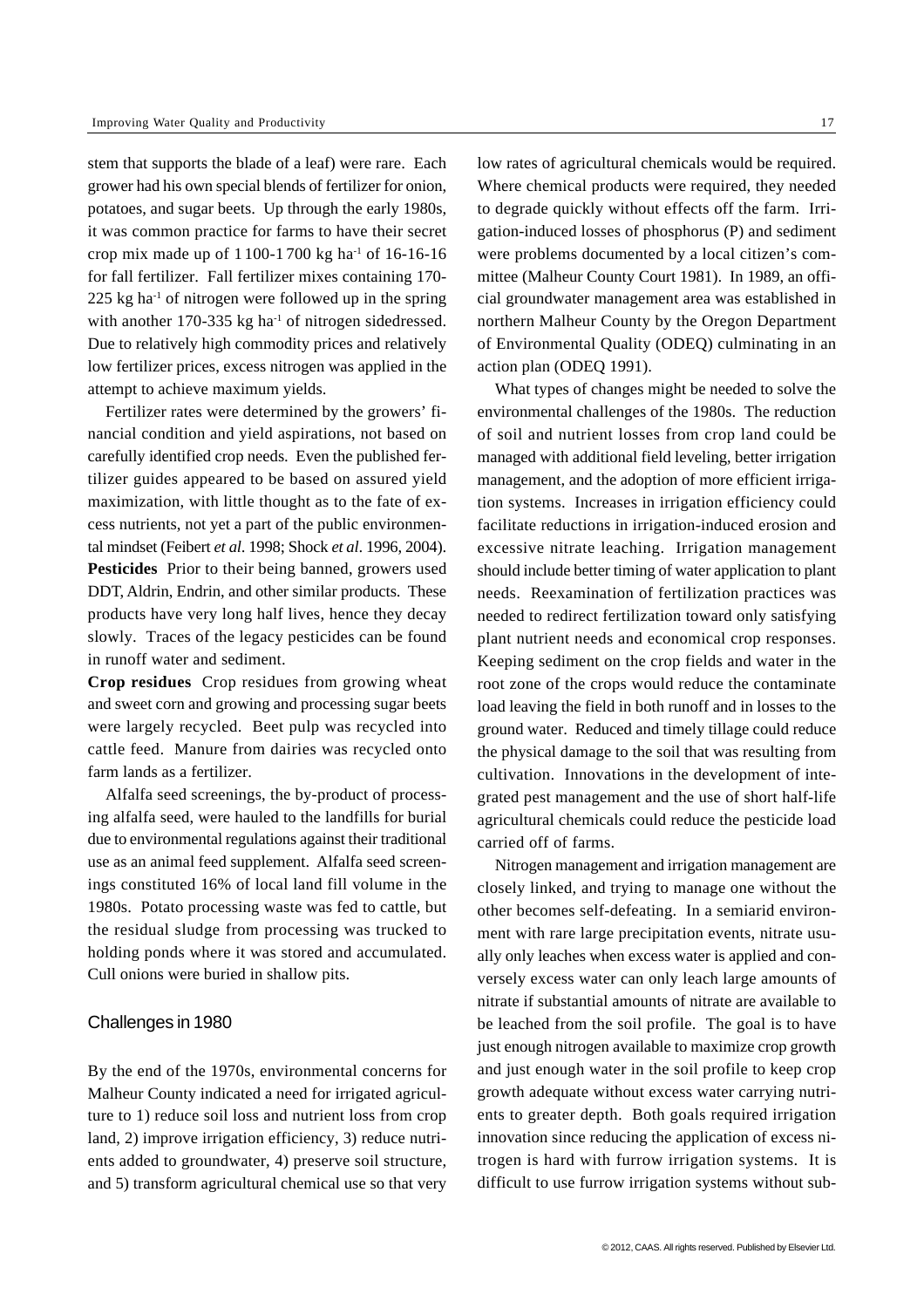stem that supports the blade of a leaf) were rare. Each grower had his own special blends of fertilizer for onion, potatoes, and sugar beets. Up through the early 1980s, it was common practice for farms to have their secret crop mix made up of 1 100-1 700 kg ha$^{-1}$ of 16-16-16 for fall fertilizer. Fall fertilizer mixes containing 170-225 kg ha$^{-1}$ of nitrogen were followed up in the spring with another 170-335 kg ha$^{-1}$ of nitrogen sidedressed. Due to relatively high commodity prices and relatively low fertilizer prices, excess nitrogen was applied in the attempt to achieve maximum yields.

Fertilizer rates were determined by the growers' financial condition and yield aspirations, not based on carefully identified crop needs. Even the published fertilizer guides appeared to be based on assured yield maximization, with little thought as to the fate of excess nutrients, not yet a part of the public environmental mindset (Feibert *et al*. 1998; Shock *et al*. 1996, 2004).

**Pesticides** Prior to their being banned, growers used DDT, Aldrin, Endrin, and other similar products. These products have very long half lives, hence they decay slowly. Traces of the legacy pesticides can be found in runoff water and sediment.

**Crop residues** Crop residues from growing wheat and sweet corn and growing and processing sugar beets were largely recycled. Beet pulp was recycled into cattle feed. Manure from dairies was recycled onto farm lands as a fertilizer.

Alfalfa seed screenings, the by-product of processing alfalfa seed, were hauled to the landfills for burial due to environmental regulations against their traditional use as an animal feed supplement. Alfalfa seed screenings constituted 16% of local land fill volume in the 1980s. Potato processing waste was fed to cattle, but the residual sludge from processing was trucked to holding ponds where it was stored and accumulated. Cull onions were buried in shallow pits.

## Challenges in 1980

By the end of the 1970s, environmental concerns for Malheur County indicated a need for irrigated agriculture to 1) reduce soil loss and nutrient loss from crop land, 2) improve irrigation efficiency, 3) reduce nutrients added to groundwater, 4) preserve soil structure, and 5) transform agricultural chemical use so that very low rates of agricultural chemicals would be required. Where chemical products were required, they needed to degrade quickly without effects off the farm. Irrigation-induced losses of phosphorus (P) and sediment were problems documented by a local citizen's committee (Malheur County Court 1981). In 1989, an official groundwater management area was established in northern Malheur County by the Oregon Department of Environmental Quality (ODEQ) culminating in an action plan (ODEQ 1991).

What types of changes might be needed to solve the environmental challenges of the 1980s. The reduction of soil and nutrient losses from crop land could be managed with additional field leveling, better irrigation management, and the adoption of more efficient irrigation systems. Increases in irrigation efficiency could facilitate reductions in irrigation-induced erosion and excessive nitrate leaching. Irrigation management should include better timing of water application to plant needs. Reexamination of fertilization practices was needed to redirect fertilization toward only satisfying plant nutrient needs and economical crop responses. Keeping sediment on the crop fields and water in the root zone of the crops would reduce the contaminate load leaving the field in both runoff and in losses to the ground water. Reduced and timely tillage could reduce the physical damage to the soil that was resulting from cultivation. Innovations in the development of integrated pest management and the use of short half-life agricultural chemicals could reduce the pesticide load carried off of farms.

Nitrogen management and irrigation management are closely linked, and trying to manage one without the other becomes self-defeating. In a semiarid environment with rare large precipitation events, nitrate usually only leaches when excess water is applied and conversely excess water can only leach large amounts of nitrate if substantial amounts of nitrate are available to be leached from the soil profile. The goal is to have just enough nitrogen available to maximize crop growth and just enough water in the soil profile to keep crop growth adequate without excess water carrying nutrients to greater depth. Both goals required irrigation innovation since reducing the application of excess nitrogen is hard with furrow irrigation systems. It is difficult to use furrow irrigation systems without sub-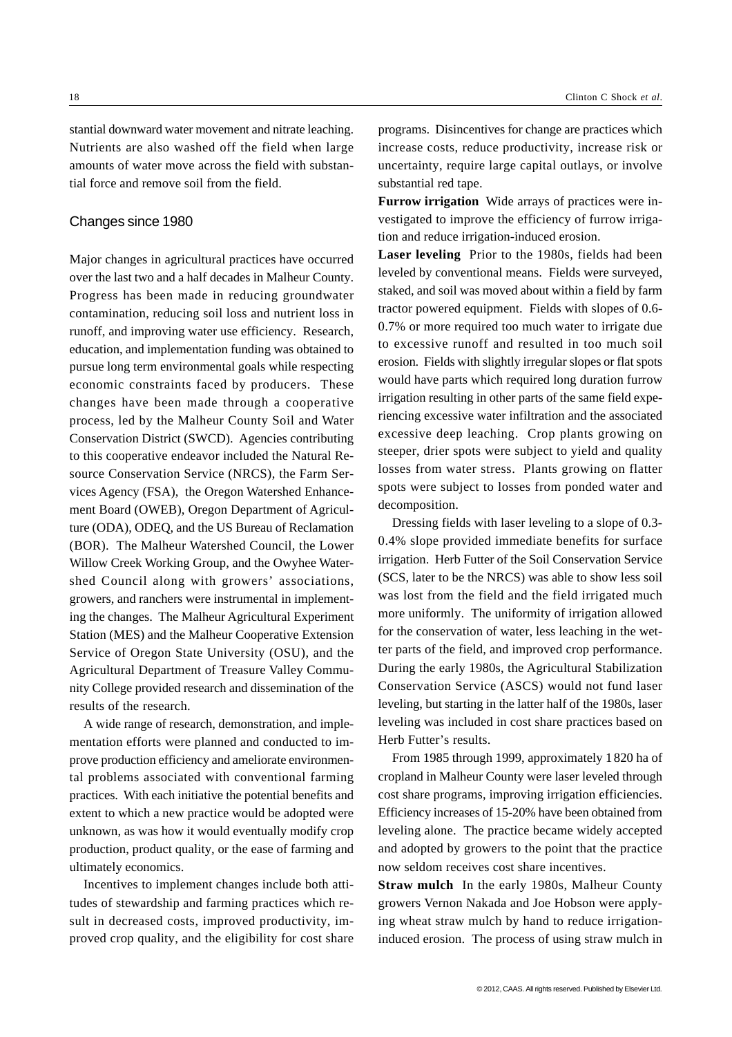stantial downward water movement and nitrate leaching. Nutrients are also washed off the field when large amounts of water move across the field with substantial force and remove soil from the field.

## Changes since 1980

Major changes in agricultural practices have occurred over the last two and a half decades in Malheur County. Progress has been made in reducing groundwater contamination, reducing soil loss and nutrient loss in runoff, and improving water use efficiency. Research, education, and implementation funding was obtained to pursue long term environmental goals while respecting economic constraints faced by producers. These changes have been made through a cooperative process, led by the Malheur County Soil and Water Conservation District (SWCD). Agencies contributing to this cooperative endeavor included the Natural Resource Conservation Service (NRCS), the Farm Services Agency (FSA), the Oregon Watershed Enhancement Board (OWEB), Oregon Department of Agriculture (ODA), ODEQ, and the US Bureau of Reclamation (BOR). The Malheur Watershed Council, the Lower Willow Creek Working Group, and the Owyhee Watershed Council along with growers' associations, growers, and ranchers were instrumental in implementing the changes. The Malheur Agricultural Experiment Station (MES) and the Malheur Cooperative Extension Service of Oregon State University (OSU), and the Agricultural Department of Treasure Valley Community College provided research and dissemination of the results of the research.

A wide range of research, demonstration, and implementation efforts were planned and conducted to improve production efficiency and ameliorate environmental problems associated with conventional farming practices. With each initiative the potential benefits and extent to which a new practice would be adopted were unknown, as was how it would eventually modify crop production, product quality, or the ease of farming and ultimately economics.

Incentives to implement changes include both attitudes of stewardship and farming practices which result in decreased costs, improved productivity, improved crop quality, and the eligibility for cost share programs. Disincentives for change are practices which increase costs, reduce productivity, increase risk or uncertainty, require large capital outlays, or involve substantial red tape.

**Furrow irrigation** Wide arrays of practices were investigated to improve the efficiency of furrow irrigation and reduce irrigation-induced erosion.

**Laser leveling** Prior to the 1980s, fields had been leveled by conventional means. Fields were surveyed, staked, and soil was moved about within a field by farm tractor powered equipment. Fields with slopes of 0.6-0.7% or more required too much water to irrigate due to excessive runoff and resulted in too much soil erosion. Fields with slightly irregular slopes or flat spots would have parts which required long duration furrow irrigation resulting in other parts of the same field experiencing excessive water infiltration and the associated excessive deep leaching. Crop plants growing on steeper, drier spots were subject to yield and quality losses from water stress. Plants growing on flatter spots were subject to losses from ponded water and decomposition.

Dressing fields with laser leveling to a slope of 0.3-0.4% slope provided immediate benefits for surface irrigation. Herb Futter of the Soil Conservation Service (SCS, later to be the NRCS) was able to show less soil was lost from the field and the field irrigated much more uniformly. The uniformity of irrigation allowed for the conservation of water, less leaching in the wetter parts of the field, and improved crop performance. During the early 1980s, the Agricultural Stabilization Conservation Service (ASCS) would not fund laser leveling, but starting in the latter half of the 1980s, laser leveling was included in cost share practices based on Herb Futter's results.

From 1985 through 1999, approximately 1 820 ha of cropland in Malheur County were laser leveled through cost share programs, improving irrigation efficiencies. Efficiency increases of 15-20% have been obtained from leveling alone. The practice became widely accepted and adopted by growers to the point that the practice now seldom receives cost share incentives.

**Straw mulch** In the early 1980s, Malheur County growers Vernon Nakada and Joe Hobson were applying wheat straw mulch by hand to reduce irrigation-induced erosion. The process of using straw mulch in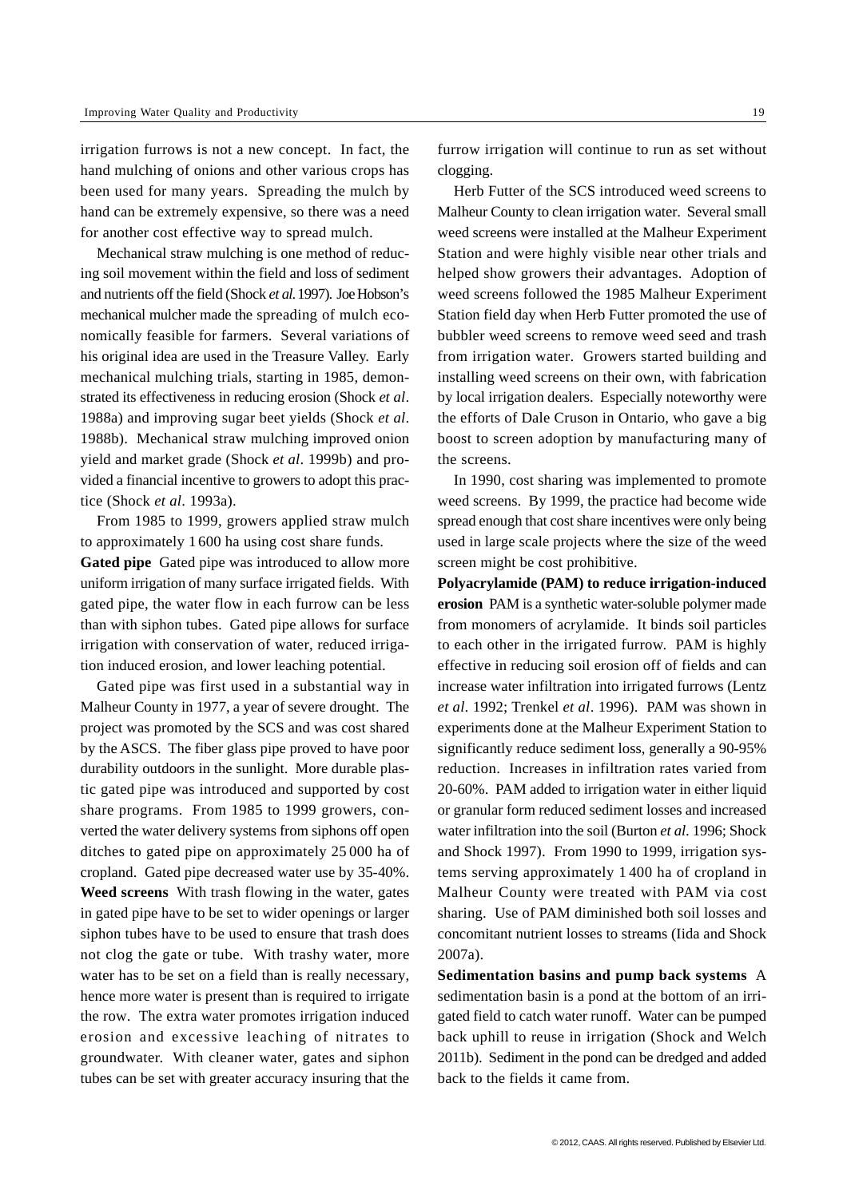irrigation furrows is not a new concept. In fact, the hand mulching of onions and other various crops has been used for many years. Spreading the mulch by hand can be extremely expensive, so there was a need for another cost effective way to spread mulch.

Mechanical straw mulching is one method of reducing soil movement within the field and loss of sediment and nutrients off the field (Shock *et al*. 1997). Joe Hobson's mechanical mulcher made the spreading of mulch economically feasible for farmers. Several variations of his original idea are used in the Treasure Valley. Early mechanical mulching trials, starting in 1985, demonstrated its effectiveness in reducing erosion (Shock *et al*. 1988a) and improving sugar beet yields (Shock *et al*. 1988b). Mechanical straw mulching improved onion yield and market grade (Shock *et al*. 1999b) and provided a financial incentive to growers to adopt this practice (Shock *et al*. 1993a).

From 1985 to 1999, growers applied straw mulch to approximately 1 600 ha using cost share funds.

**Gated pipe** Gated pipe was introduced to allow more uniform irrigation of many surface irrigated fields. With gated pipe, the water flow in each furrow can be less than with siphon tubes. Gated pipe allows for surface irrigation with conservation of water, reduced irrigation induced erosion, and lower leaching potential.

Gated pipe was first used in a substantial way in Malheur County in 1977, a year of severe drought. The project was promoted by the SCS and was cost shared by the ASCS. The fiber glass pipe proved to have poor durability outdoors in the sunlight. More durable plastic gated pipe was introduced and supported by cost share programs. From 1985 to 1999 growers, converted the water delivery systems from siphons off open ditches to gated pipe on approximately 25 000 ha of cropland. Gated pipe decreased water use by 35-40%.

**Weed screens** With trash flowing in the water, gates in gated pipe have to be set to wider openings or larger siphon tubes have to be used to ensure that trash does not clog the gate or tube. With trashy water, more water has to be set on a field than is really necessary, hence more water is present than is required to irrigate the row. The extra water promotes irrigation induced erosion and excessive leaching of nitrates to groundwater. With cleaner water, gates and siphon tubes can be set with greater accuracy insuring that the furrow irrigation will continue to run as set without clogging.

Herb Futter of the SCS introduced weed screens to Malheur County to clean irrigation water. Several small weed screens were installed at the Malheur Experiment Station and were highly visible near other trials and helped show growers their advantages. Adoption of weed screens followed the 1985 Malheur Experiment Station field day when Herb Futter promoted the use of bubbler weed screens to remove weed seed and trash from irrigation water. Growers started building and installing weed screens on their own, with fabrication by local irrigation dealers. Especially noteworthy were the efforts of Dale Cruson in Ontario, who gave a big boost to screen adoption by manufacturing many of the screens.

In 1990, cost sharing was implemented to promote weed screens. By 1999, the practice had become wide spread enough that cost share incentives were only being used in large scale projects where the size of the weed screen might be cost prohibitive.

**Polyacrylamide (PAM) to reduce irrigation-induced erosion** PAM is a synthetic water-soluble polymer made from monomers of acrylamide. It binds soil particles to each other in the irrigated furrow. PAM is highly effective in reducing soil erosion off of fields and can increase water infiltration into irrigated furrows (Lentz *et al*. 1992; Trenkel *et al*. 1996). PAM was shown in experiments done at the Malheur Experiment Station to significantly reduce sediment loss, generally a 90-95% reduction. Increases in infiltration rates varied from 20-60%. PAM added to irrigation water in either liquid or granular form reduced sediment losses and increased water infiltration into the soil (Burton *et al.* 1996; Shock and Shock 1997). From 1990 to 1999, irrigation systems serving approximately 1 400 ha of cropland in Malheur County were treated with PAM via cost sharing. Use of PAM diminished both soil losses and concomitant nutrient losses to streams (Iida and Shock 2007a).

**Sedimentation basins and pump back systems** A sedimentation basin is a pond at the bottom of an irrigated field to catch water runoff. Water can be pumped back uphill to reuse in irrigation (Shock and Welch 2011b). Sediment in the pond can be dredged and added back to the fields it came from.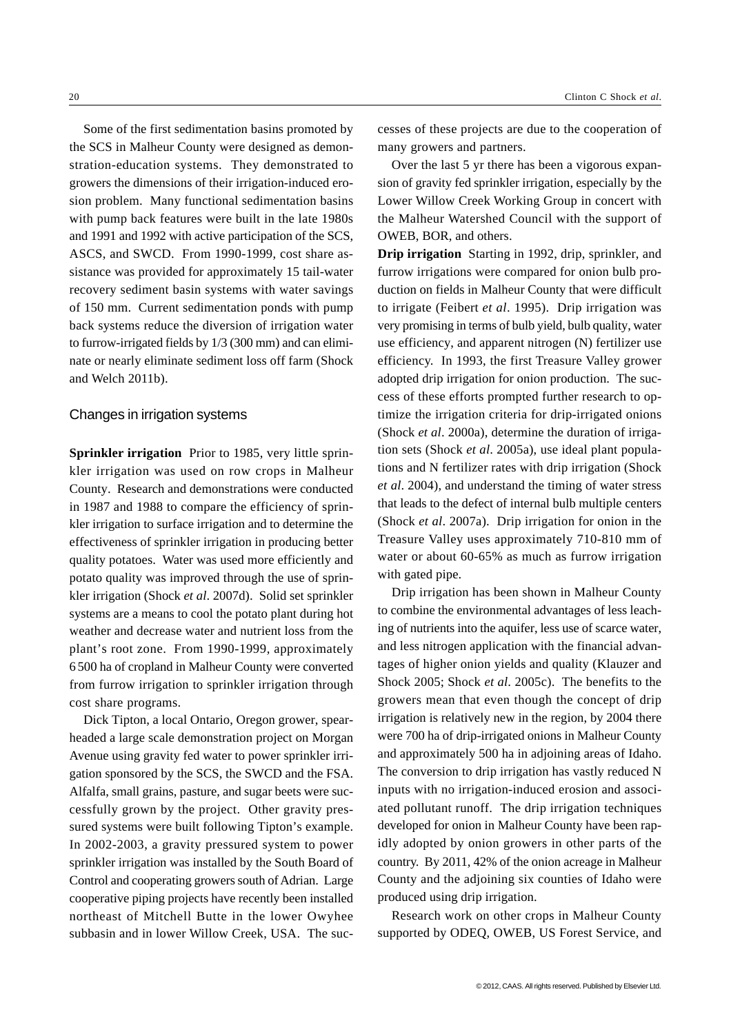Some of the first sedimentation basins promoted by the SCS in Malheur County were designed as demonstration-education systems. They demonstrated to growers the dimensions of their irrigation-induced erosion problem. Many functional sedimentation basins with pump back features were built in the late 1980s and 1991 and 1992 with active participation of the SCS, ASCS, and SWCD. From 1990-1999, cost share assistance was provided for approximately 15 tail-water recovery sediment basin systems with water savings of 150 mm. Current sedimentation ponds with pump back systems reduce the diversion of irrigation water to furrow-irrigated fields by 1/3 (300 mm) and can eliminate or nearly eliminate sediment loss off farm (Shock and Welch 2011b).

## Changes in irrigation systems

**Sprinkler irrigation** Prior to 1985, very little sprinkler irrigation was used on row crops in Malheur County. Research and demonstrations were conducted in 1987 and 1988 to compare the efficiency of sprinkler irrigation to surface irrigation and to determine the effectiveness of sprinkler irrigation in producing better quality potatoes. Water was used more efficiently and potato quality was improved through the use of sprinkler irrigation (Shock *et al*. 2007d). Solid set sprinkler systems are a means to cool the potato plant during hot weather and decrease water and nutrient loss from the plant's root zone. From 1990-1999, approximately 6 500 ha of cropland in Malheur County were converted from furrow irrigation to sprinkler irrigation through cost share programs.

Dick Tipton, a local Ontario, Oregon grower, spearheaded a large scale demonstration project on Morgan Avenue using gravity fed water to power sprinkler irrigation sponsored by the SCS, the SWCD and the FSA. Alfalfa, small grains, pasture, and sugar beets were successfully grown by the project. Other gravity pressured systems were built following Tipton's example. In 2002-2003, a gravity pressured system to power sprinkler irrigation was installed by the South Board of Control and cooperating growers south of Adrian. Large cooperative piping projects have recently been installed northeast of Mitchell Butte in the lower Owyhee subbasin and in lower Willow Creek, USA. The successes of these projects are due to the cooperation of many growers and partners.

Over the last 5 yr there has been a vigorous expansion of gravity fed sprinkler irrigation, especially by the Lower Willow Creek Working Group in concert with the Malheur Watershed Council with the support of OWEB, BOR, and others.

**Drip irrigation** Starting in 1992, drip, sprinkler, and furrow irrigations were compared for onion bulb production on fields in Malheur County that were difficult to irrigate (Feibert *et al*. 1995). Drip irrigation was very promising in terms of bulb yield, bulb quality, water use efficiency, and apparent nitrogen (N) fertilizer use efficiency. In 1993, the first Treasure Valley grower adopted drip irrigation for onion production. The success of these efforts prompted further research to optimize the irrigation criteria for drip-irrigated onions (Shock *et al*. 2000a), determine the duration of irrigation sets (Shock *et al*. 2005a), use ideal plant populations and N fertilizer rates with drip irrigation (Shock *et al*. 2004), and understand the timing of water stress that leads to the defect of internal bulb multiple centers (Shock *et al*. 2007a). Drip irrigation for onion in the Treasure Valley uses approximately 710-810 mm of water or about 60-65% as much as furrow irrigation with gated pipe.

Drip irrigation has been shown in Malheur County to combine the environmental advantages of less leaching of nutrients into the aquifer, less use of scarce water, and less nitrogen application with the financial advantages of higher onion yields and quality (Klauzer and Shock 2005; Shock *et al*. 2005c). The benefits to the growers mean that even though the concept of drip irrigation is relatively new in the region, by 2004 there were 700 ha of drip-irrigated onions in Malheur County and approximately 500 ha in adjoining areas of Idaho. The conversion to drip irrigation has vastly reduced N inputs with no irrigation-induced erosion and associated pollutant runoff. The drip irrigation techniques developed for onion in Malheur County have been rapidly adopted by onion growers in other parts of the country. By 2011, 42% of the onion acreage in Malheur County and the adjoining six counties of Idaho were produced using drip irrigation.

Research work on other crops in Malheur County supported by ODEQ, OWEB, US Forest Service, and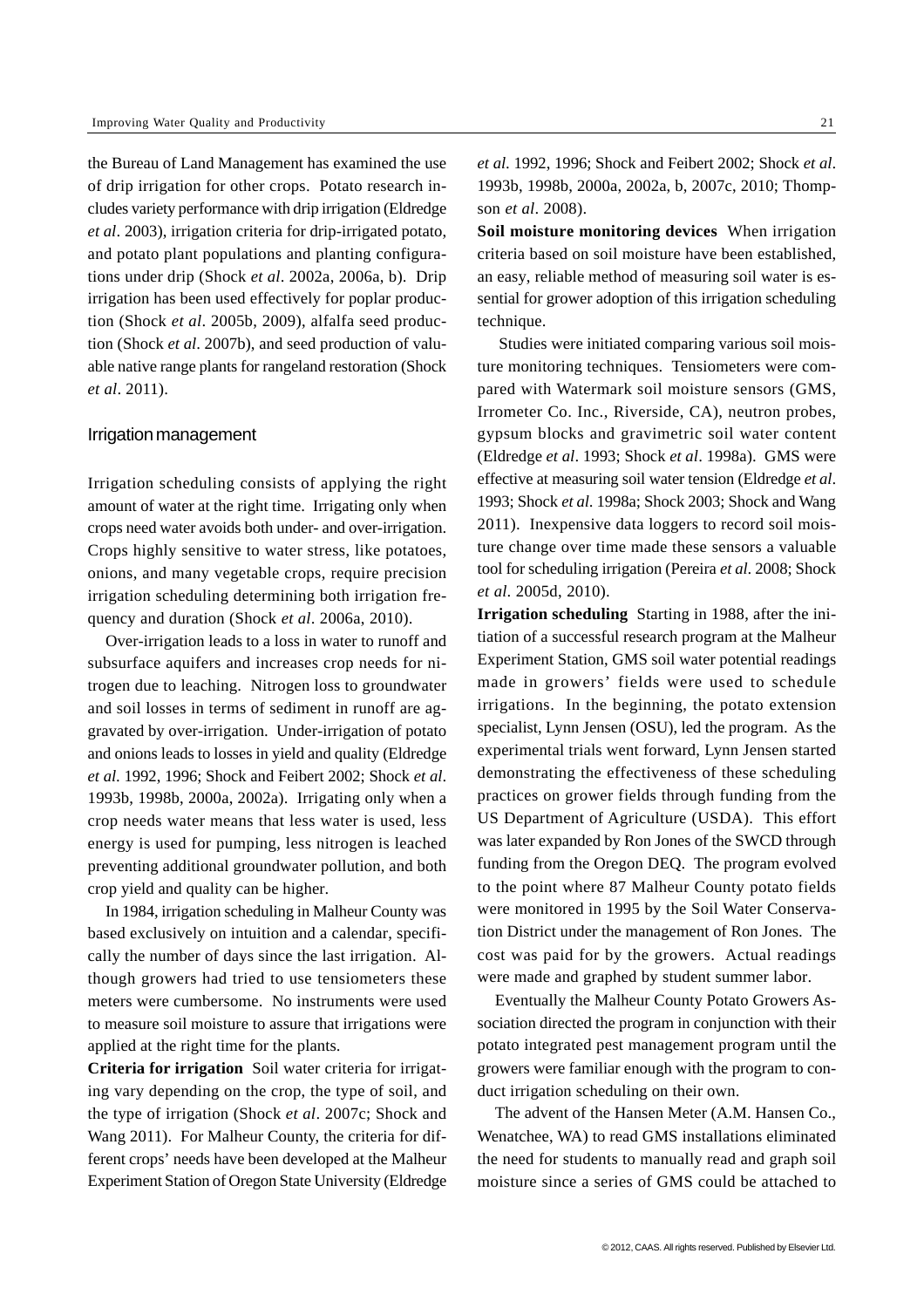the Bureau of Land Management has examined the use of drip irrigation for other crops. Potato research includes variety performance with drip irrigation (Eldredge *et al*. 2003), irrigation criteria for drip-irrigated potato, and potato plant populations and planting configurations under drip (Shock *et al*. 2002a, 2006a, b). Drip irrigation has been used effectively for poplar production (Shock *et al*. 2005b, 2009), alfalfa seed production (Shock *et al*. 2007b), and seed production of valuable native range plants for rangeland restoration (Shock *et al*. 2011).

## Irrigation management

Irrigation scheduling consists of applying the right amount of water at the right time. Irrigating only when crops need water avoids both under- and over-irrigation. Crops highly sensitive to water stress, like potatoes, onions, and many vegetable crops, require precision irrigation scheduling determining both irrigation frequency and duration (Shock *et al*. 2006a, 2010).

Over-irrigation leads to a loss in water to runoff and subsurface aquifers and increases crop needs for nitrogen due to leaching. Nitrogen loss to groundwater and soil losses in terms of sediment in runoff are aggravated by over-irrigation. Under-irrigation of potato and onions leads to losses in yield and quality (Eldredge *et al.* 1992, 1996; Shock and Feibert 2002; Shock *et al*. 1993b, 1998b, 2000a, 2002a). Irrigating only when a crop needs water means that less water is used, less energy is used for pumping, less nitrogen is leached preventing additional groundwater pollution, and both crop yield and quality can be higher.

In 1984, irrigation scheduling in Malheur County was based exclusively on intuition and a calendar, specifically the number of days since the last irrigation. Although growers had tried to use tensiometers these meters were cumbersome. No instruments were used to measure soil moisture to assure that irrigations were applied at the right time for the plants.

**Criteria for irrigation** Soil water criteria for irrigating vary depending on the crop, the type of soil, and the type of irrigation (Shock *et al*. 2007c; Shock and Wang 2011). For Malheur County, the criteria for different crops' needs have been developed at the Malheur Experiment Station of Oregon State University (Eldredge *et al.* 1992, 1996; Shock and Feibert 2002; Shock *et al*. 1993b, 1998b, 2000a, 2002a, b, 2007c, 2010; Thompson *et al*. 2008).

**Soil moisture monitoring devices** When irrigation criteria based on soil moisture have been established, an easy, reliable method of measuring soil water is essential for grower adoption of this irrigation scheduling technique.

Studies were initiated comparing various soil moisture monitoring techniques. Tensiometers were compared with Watermark soil moisture sensors (GMS, Irrometer Co. Inc., Riverside, CA), neutron probes, gypsum blocks and gravimetric soil water content (Eldredge *et al*. 1993; Shock *et al*. 1998a). GMS were effective at measuring soil water tension (Eldredge *et al*. 1993; Shock *et al.* 1998a; Shock 2003; Shock and Wang 2011). Inexpensive data loggers to record soil moisture change over time made these sensors a valuable tool for scheduling irrigation (Pereira *et al.* 2008; Shock *et al*. 2005d, 2010).

**Irrigation scheduling** Starting in 1988, after the initiation of a successful research program at the Malheur Experiment Station, GMS soil water potential readings made in growers' fields were used to schedule irrigations. In the beginning, the potato extension specialist, Lynn Jensen (OSU), led the program. As the experimental trials went forward, Lynn Jensen started demonstrating the effectiveness of these scheduling practices on grower fields through funding from the US Department of Agriculture (USDA). This effort was later expanded by Ron Jones of the SWCD through funding from the Oregon DEQ. The program evolved to the point where 87 Malheur County potato fields were monitored in 1995 by the Soil Water Conservation District under the management of Ron Jones. The cost was paid for by the growers. Actual readings were made and graphed by student summer labor.

Eventually the Malheur County Potato Growers Association directed the program in conjunction with their potato integrated pest management program until the growers were familiar enough with the program to conduct irrigation scheduling on their own.

The advent of the Hansen Meter (A.M. Hansen Co., Wenatchee, WA) to read GMS installations eliminated the need for students to manually read and graph soil moisture since a series of GMS could be attached to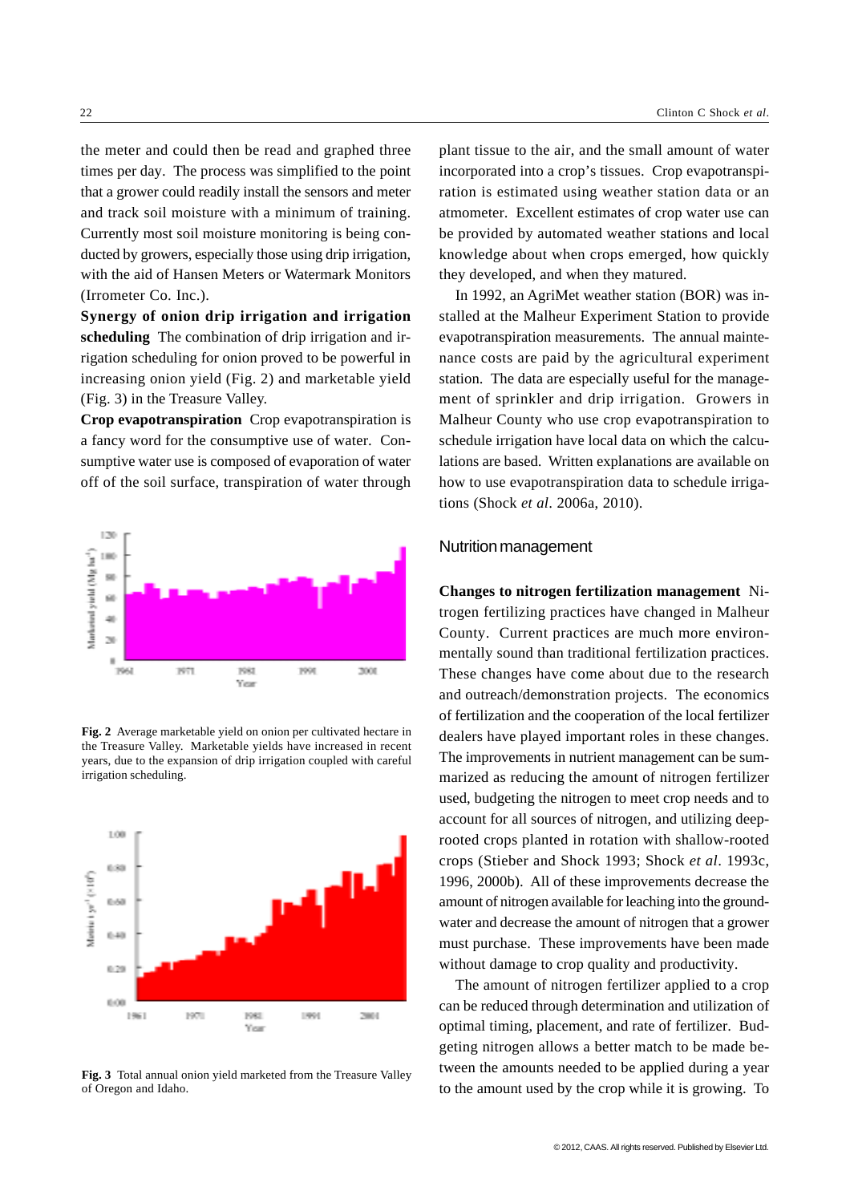the meter and could then be read and graphed three times per day. The process was simplified to the point that a grower could readily install the sensors and meter and track soil moisture with a minimum of training. Currently most soil moisture monitoring is being conducted by growers, especially those using drip irrigation, with the aid of Hansen Meters or Watermark Monitors (Irrometer Co. Inc.).

**Synergy of onion drip irrigation and irrigation scheduling** The combination of drip irrigation and irrigation scheduling for onion proved to be powerful in increasing onion yield (Fig. 2) and marketable yield (Fig. 3) in the Treasure Valley.

**Crop evapotranspiration** Crop evapotranspiration is a fancy word for the consumptive use of water. Consumptive water use is composed of evaporation of water off of the soil surface, transpiration of water through plant tissue to the air, and the small amount of water incorporated into a crop's tissues. Crop evapotranspiration is estimated using weather station data or an atmometer. Excellent estimates of crop water use can be provided by automated weather stations and local knowledge about when crops emerged, how quickly they developed, and when they matured.

In 1992, an AgriMet weather station (BOR) was installed at the Malheur Experiment Station to provide evapotranspiration measurements. The annual maintenance costs are paid by the agricultural experiment station. The data are especially useful for the management of sprinkler and drip irrigation. Growers in Malheur County who use crop evapotranspiration to schedule irrigation have local data on which the calculations are based. Written explanations are available on how to use evapotranspiration data to schedule irrigations (Shock *et al*. 2006a, 2010).

**Fig. 2** Average marketable yield on onion per cultivated hectare in the Treasure Valley. Marketable yields have increased in recent years, due to the expansion of drip irrigation coupled with careful irrigation scheduling.

**Fig. 3** Total annual onion yield marketed from the Treasure Valley of Oregon and Idaho.

## Nutrition management

**Changes to nitrogen fertilization management** Nitrogen fertilizing practices have changed in Malheur County. Current practices are much more environmentally sound than traditional fertilization practices. These changes have come about due to the research and outreach/demonstration projects. The economics of fertilization and the cooperation of the local fertilizer dealers have played important roles in these changes. The improvements in nutrient management can be summarized as reducing the amount of nitrogen fertilizer used, budgeting the nitrogen to meet crop needs and to account for all sources of nitrogen, and utilizing deep-rooted crops planted in rotation with shallow-rooted crops (Stieber and Shock 1993; Shock *et al*. 1993c, 1996, 2000b). All of these improvements decrease the amount of nitrogen available for leaching into the groundwater and decrease the amount of nitrogen that a grower must purchase. These improvements have been made without damage to crop quality and productivity.

The amount of nitrogen fertilizer applied to a crop can be reduced through determination and utilization of optimal timing, placement, and rate of fertilizer. Budgeting nitrogen allows a better match to be made between the amounts needed to be applied during a year to the amount used by the crop while it is growing. To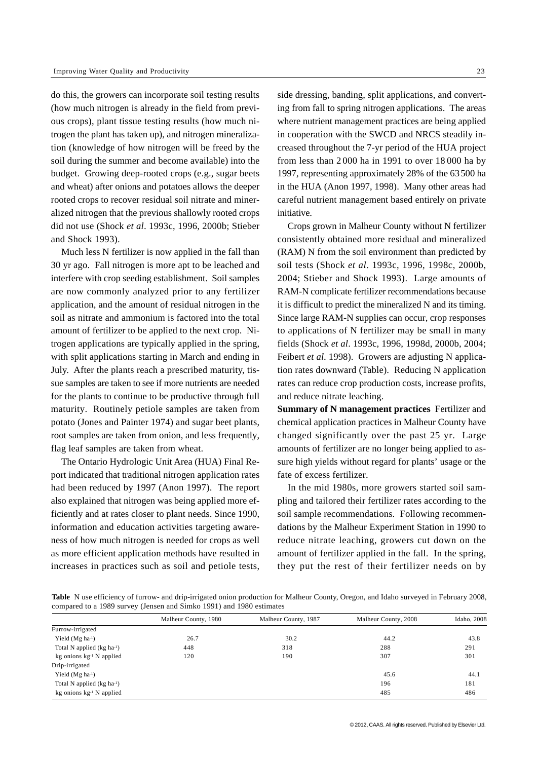do this, the growers can incorporate soil testing results (how much nitrogen is already in the field from previous crops), plant tissue testing results (how much nitrogen the plant has taken up), and nitrogen mineralization (knowledge of how nitrogen will be freed by the soil during the summer and become available) into the budget. Growing deep-rooted crops (e.g., sugar beets and wheat) after onions and potatoes allows the deeper rooted crops to recover residual soil nitrate and mineralized nitrogen that the previous shallowly rooted crops did not use (Shock *et al*. 1993c, 1996, 2000b; Stieber and Shock 1993).

Much less N fertilizer is now applied in the fall than 30 yr ago. Fall nitrogen is more apt to be leached and interfere with crop seeding establishment. Soil samples are now commonly analyzed prior to any fertilizer application, and the amount of residual nitrogen in the soil as nitrate and ammonium is factored into the total amount of fertilizer to be applied to the next crop. Nitrogen applications are typically applied in the spring, with split applications starting in March and ending in July. After the plants reach a prescribed maturity, tissue samples are taken to see if more nutrients are needed for the plants to continue to be productive through full maturity. Routinely petiole samples are taken from potato (Jones and Painter 1974) and sugar beet plants, root samples are taken from onion, and less frequently, flag leaf samples are taken from wheat.

The Ontario Hydrologic Unit Area (HUA) Final Report indicated that traditional nitrogen application rates had been reduced by 1997 (Anon 1997). The report also explained that nitrogen was being applied more efficiently and at rates closer to plant needs. Since 1990, information and education activities targeting awareness of how much nitrogen is needed for crops as well as more efficient application methods have resulted in increases in practices such as soil and petiole tests, side dressing, banding, split applications, and converting from fall to spring nitrogen applications. The areas where nutrient management practices are being applied in cooperation with the SWCD and NRCS steadily increased throughout the 7-yr period of the HUA project from less than 2000 ha in 1991 to over 18000 ha by 1997, representing approximately 28% of the 63500 ha in the HUA (Anon 1997, 1998). Many other areas had careful nutrient management based entirely on private initiative.

Crops grown in Malheur County without N fertilizer consistently obtained more residual and mineralized (RAM) N from the soil environment than predicted by soil tests (Shock *et al*. 1993c, 1996, 1998c, 2000b, 2004; Stieber and Shock 1993). Large amounts of RAM-N complicate fertilizer recommendations because it is difficult to predict the mineralized N and its timing. Since large RAM-N supplies can occur, crop responses to applications of N fertilizer may be small in many fields (Shock *et al*. 1993c, 1996, 1998d, 2000b, 2004; Feibert *et al.* 1998). Growers are adjusting N application rates downward (Table). Reducing N application rates can reduce crop production costs, increase profits, and reduce nitrate leaching.

**Summary of N management practices** Fertilizer and chemical application practices in Malheur County have changed significantly over the past 25 yr. Large amounts of fertilizer are no longer being applied to assure high yields without regard for plants' usage or the fate of excess fertilizer.

In the mid 1980s, more growers started soil sampling and tailored their fertilizer rates according to the soil sample recommendations. Following recommendations by the Malheur Experiment Station in 1990 to reduce nitrate leaching, growers cut down on the amount of fertilizer applied in the fall. In the spring, they put the rest of their fertilizer needs on by

**Table** N use efficiency of furrow- and drip-irrigated onion production for Malheur County, Oregon, and Idaho surveyed in February 2008, compared to a 1989 survey (Jensen and Simko 1991) and 1980 estimates

| | Malheur County, 1980 | Malheur County, 1987 | Malheur County, 2008 | Idaho, 2008 |
|---|---|---|---|---|
| Furrow-irrigated | | | | |
| Yield (Mg ha$^{-1}$) | 26.7 | 30.2 | 44.2 | 43.8 |
| Total N applied (kg ha$^{-1}$) | 448 | 318 | 288 | 291 |
| kg onions kg$^{-1}$ N applied | 120 | 190 | 307 | 301 |
| Drip-irrigated | | | | |
| Yield (Mg ha$^{-1}$) | | | 45.6 | 44.1 |
| Total N applied (kg ha$^{-1}$) | | | 196 | 181 |
| kg onions kg$^{-1}$ N applied | | | 485 | 486 |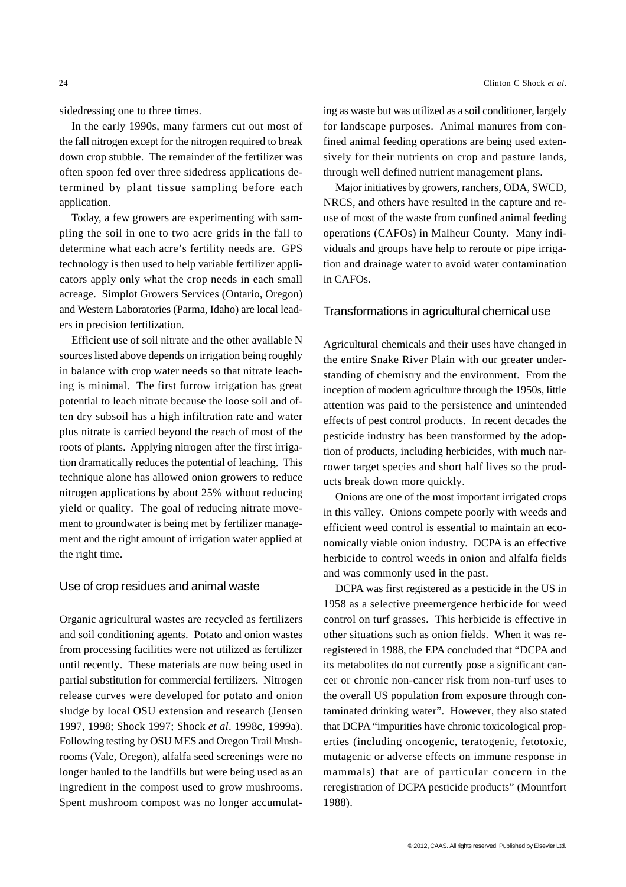sidedressing one to three times.

In the early 1990s, many farmers cut out most of the fall nitrogen except for the nitrogen required to break down crop stubble. The remainder of the fertilizer was often spoon fed over three sidedress applications determined by plant tissue sampling before each application.

Today, a few growers are experimenting with sampling the soil in one to two acre grids in the fall to determine what each acre's fertility needs are. GPS technology is then used to help variable fertilizer applicators apply only what the crop needs in each small acreage. Simplot Growers Services (Ontario, Oregon) and Western Laboratories (Parma, Idaho) are local leaders in precision fertilization.

Efficient use of soil nitrate and the other available N sources listed above depends on irrigation being roughly in balance with crop water needs so that nitrate leaching is minimal. The first furrow irrigation has great potential to leach nitrate because the loose soil and often dry subsoil has a high infiltration rate and water plus nitrate is carried beyond the reach of most of the roots of plants. Applying nitrogen after the first irrigation dramatically reduces the potential of leaching. This technique alone has allowed onion growers to reduce nitrogen applications by about 25% without reducing yield or quality. The goal of reducing nitrate movement to groundwater is being met by fertilizer management and the right amount of irrigation water applied at the right time.

## Use of crop residues and animal waste

Organic agricultural wastes are recycled as fertilizers and soil conditioning agents. Potato and onion wastes from processing facilities were not utilized as fertilizer until recently. These materials are now being used in partial substitution for commercial fertilizers. Nitrogen release curves were developed for potato and onion sludge by local OSU extension and research (Jensen 1997, 1998; Shock 1997; Shock *et al*. 1998c, 1999a). Following testing by OSU MES and Oregon Trail Mushrooms (Vale, Oregon), alfalfa seed screenings were no longer hauled to the landfills but were being used as an ingredient in the compost used to grow mushrooms. Spent mushroom compost was no longer accumulating as waste but was utilized as a soil conditioner, largely for landscape purposes. Animal manures from confined animal feeding operations are being used extensively for their nutrients on crop and pasture lands, through well defined nutrient management plans.

Major initiatives by growers, ranchers, ODA, SWCD, NRCS, and others have resulted in the capture and reuse of most of the waste from confined animal feeding operations (CAFOs) in Malheur County. Many individuals and groups have help to reroute or pipe irrigation and drainage water to avoid water contamination in CAFOs.

## Transformations in agricultural chemical use

Agricultural chemicals and their uses have changed in the entire Snake River Plain with our greater understanding of chemistry and the environment. From the inception of modern agriculture through the 1950s, little attention was paid to the persistence and unintended effects of pest control products. In recent decades the pesticide industry has been transformed by the adoption of products, including herbicides, with much narrower target species and short half lives so the products break down more quickly.

Onions are one of the most important irrigated crops in this valley. Onions compete poorly with weeds and efficient weed control is essential to maintain an economically viable onion industry. DCPA is an effective herbicide to control weeds in onion and alfalfa fields and was commonly used in the past.

DCPA was first registered as a pesticide in the US in 1958 as a selective preemergence herbicide for weed control on turf grasses. This herbicide is effective in other situations such as onion fields. When it was reregistered in 1988, the EPA concluded that "DCPA and its metabolites do not currently pose a significant cancer or chronic non-cancer risk from non-turf uses to the overall US population from exposure through contaminated drinking water". However, they also stated that DCPA "impurities have chronic toxicological properties (including oncogenic, teratogenic, fetotoxic, mutagenic or adverse effects on immune response in mammals) that are of particular concern in the reregistration of DCPA pesticide products" (Mountfort 1988).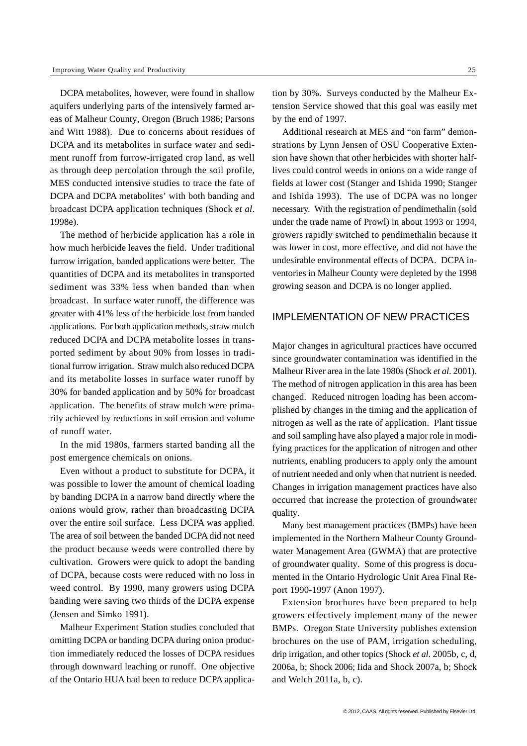DCPA metabolites, however, were found in shallow aquifers underlying parts of the intensively farmed areas of Malheur County, Oregon (Bruch 1986; Parsons and Witt 1988). Due to concerns about residues of DCPA and its metabolites in surface water and sediment runoff from furrow-irrigated crop land, as well as through deep percolation through the soil profile, MES conducted intensive studies to trace the fate of DCPA and DCPA metabolites' with both banding and broadcast DCPA application techniques (Shock *et al*. 1998e).

The method of herbicide application has a role in how much herbicide leaves the field. Under traditional furrow irrigation, banded applications were better. The quantities of DCPA and its metabolites in transported sediment was 33% less when banded than when broadcast. In surface water runoff, the difference was greater with 41% less of the herbicide lost from banded applications. For both application methods, straw mulch reduced DCPA and DCPA metabolite losses in transported sediment by about 90% from losses in traditional furrow irrigation. Straw mulch also reduced DCPA and its metabolite losses in surface water runoff by 30% for banded application and by 50% for broadcast application. The benefits of straw mulch were primarily achieved by reductions in soil erosion and volume of runoff water.

In the mid 1980s, farmers started banding all the post emergence chemicals on onions.

Even without a product to substitute for DCPA, it was possible to lower the amount of chemical loading by banding DCPA in a narrow band directly where the onions would grow, rather than broadcasting DCPA over the entire soil surface. Less DCPA was applied. The area of soil between the banded DCPA did not need the product because weeds were controlled there by cultivation. Growers were quick to adopt the banding of DCPA, because costs were reduced with no loss in weed control. By 1990, many growers using DCPA banding were saving two thirds of the DCPA expense (Jensen and Simko 1991).

Malheur Experiment Station studies concluded that omitting DCPA or banding DCPA during onion production immediately reduced the losses of DCPA residues through downward leaching or runoff. One objective of the Ontario HUA had been to reduce DCPA application by 30%. Surveys conducted by the Malheur Extension Service showed that this goal was easily met by the end of 1997.

Additional research at MES and "on farm" demonstrations by Lynn Jensen of OSU Cooperative Extension have shown that other herbicides with shorter half-lives could control weeds in onions on a wide range of fields at lower cost (Stanger and Ishida 1990; Stanger and Ishida 1993). The use of DCPA was no longer necessary. With the registration of pendimethalin (sold under the trade name of Prowl) in about 1993 or 1994, growers rapidly switched to pendimethalin because it was lower in cost, more effective, and did not have the undesirable environmental effects of DCPA. DCPA inventories in Malheur County were depleted by the 1998 growing season and DCPA is no longer applied.

## IMPLEMENTATION OF NEW PRACTICES

Major changes in agricultural practices have occurred since groundwater contamination was identified in the Malheur River area in the late 1980s (Shock *et al*. 2001). The method of nitrogen application in this area has been changed. Reduced nitrogen loading has been accomplished by changes in the timing and the application of nitrogen as well as the rate of application. Plant tissue and soil sampling have also played a major role in modifying practices for the application of nitrogen and other nutrients, enabling producers to apply only the amount of nutrient needed and only when that nutrient is needed. Changes in irrigation management practices have also occurred that increase the protection of groundwater quality.

Many best management practices (BMPs) have been implemented in the Northern Malheur County Groundwater Management Area (GWMA) that are protective of groundwater quality. Some of this progress is documented in the Ontario Hydrologic Unit Area Final Report 1990-1997 (Anon 1997).

Extension brochures have been prepared to help growers effectively implement many of the newer BMPs. Oregon State University publishes extension brochures on the use of PAM, irrigation scheduling, drip irrigation, and other topics (Shock *et al*. 2005b, c, d, 2006a, b; Shock 2006; Iida and Shock 2007a, b; Shock and Welch 2011a, b, c).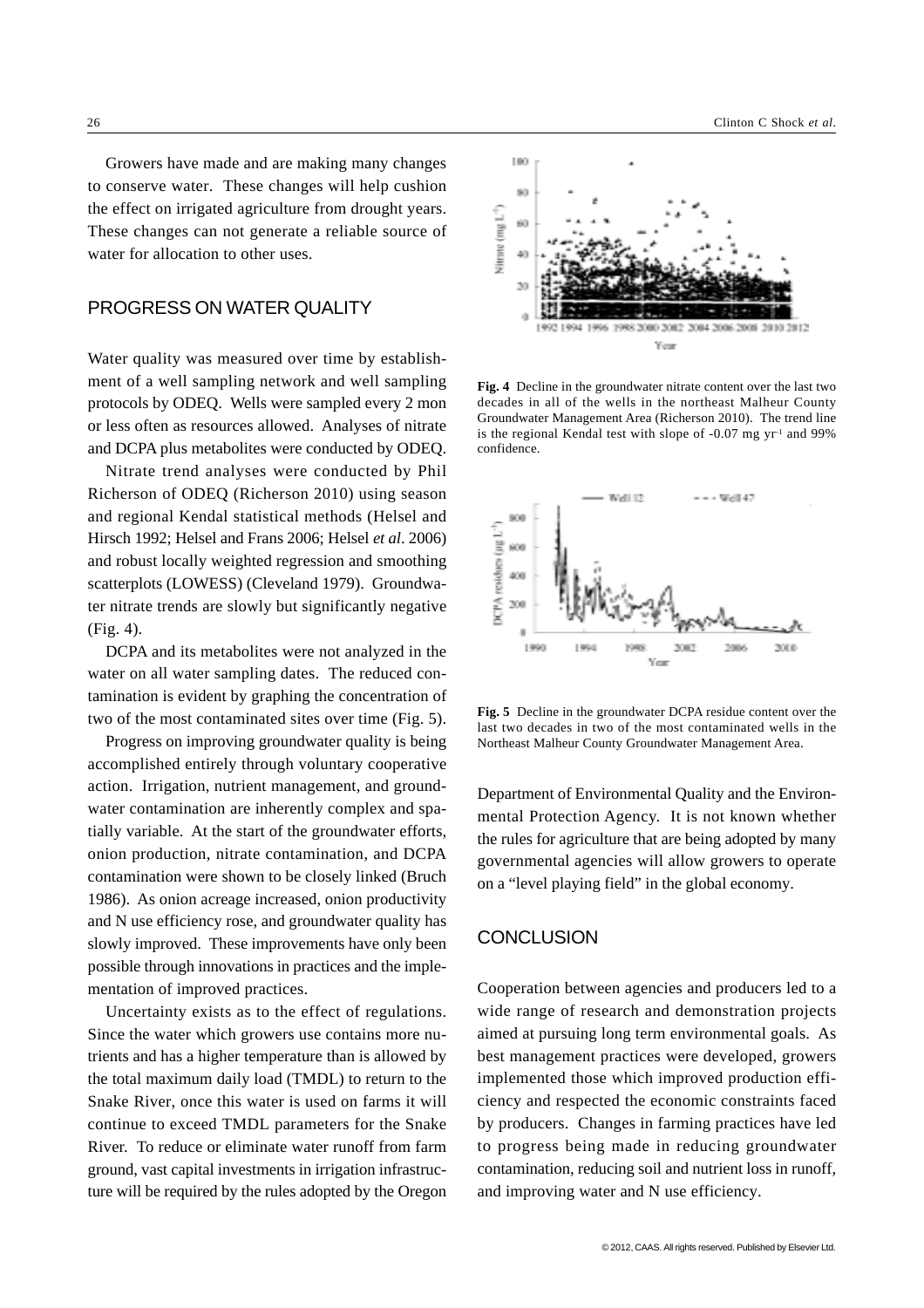Growers have made and are making many changes to conserve water. These changes will help cushion the effect on irrigated agriculture from drought years. These changes can not generate a reliable source of water for allocation to other uses.

## PROGRESS ON WATER QUALITY

Water quality was measured over time by establishment of a well sampling network and well sampling protocols by ODEQ. Wells were sampled every 2 mon or less often as resources allowed. Analyses of nitrate and DCPA plus metabolites were conducted by ODEQ.

Nitrate trend analyses were conducted by Phil Richerson of ODEQ (Richerson 2010) using season and regional Kendal statistical methods (Helsel and Hirsch 1992; Helsel and Frans 2006; Helsel *et al*. 2006) and robust locally weighted regression and smoothing scatterplots (LOWESS) (Cleveland 1979). Groundwater nitrate trends are slowly but significantly negative (Fig. 4).

**Fig. 4** Decline in the groundwater nitrate content over the last two decades in all of the wells in the northeast Malheur County Groundwater Management Area (Richerson 2010). The trend line is the regional Kendal test with slope of -0.07 mg $yr^{-1}$ and 99% confidence.

DCPA and its metabolites were not analyzed in the water on all water sampling dates. The reduced contamination is evident by graphing the concentration of two of the most contaminated sites over time (Fig. 5).

**Fig. 5** Decline in the groundwater DCPA residue content over the last two decades in two of the most contaminated wells in the Northeast Malheur County Groundwater Management Area.

Progress on improving groundwater quality is being accomplished entirely through voluntary cooperative action. Irrigation, nutrient management, and groundwater contamination are inherently complex and spatially variable. At the start of the groundwater efforts, onion production, nitrate contamination, and DCPA contamination were shown to be closely linked (Bruch 1986). As onion acreage increased, onion productivity and N use efficiency rose, and groundwater quality has slowly improved. These improvements have only been possible through innovations in practices and the implementation of improved practices.

Uncertainty exists as to the effect of regulations. Since the water which growers use contains more nutrients and has a higher temperature than is allowed by the total maximum daily load (TMDL) to return to the Snake River, once this water is used on farms it will continue to exceed TMDL parameters for the Snake River. To reduce or eliminate water runoff from farm ground, vast capital investments in irrigation infrastructure will be required by the rules adopted by the Oregon Department of Environmental Quality and the Environmental Protection Agency. It is not known whether the rules for agriculture that are being adopted by many governmental agencies will allow growers to operate on a "level playing field" in the global economy.

## CONCLUSION

Cooperation between agencies and producers led to a wide range of research and demonstration projects aimed at pursuing long term environmental goals. As best management practices were developed, growers implemented those which improved production efficiency and respected the economic constraints faced by producers. Changes in farming practices have led to progress being made in reducing groundwater contamination, reducing soil and nutrient loss in runoff, and improving water and N use efficiency.

© 2012, CAAS. All rights reserved. Published by Elsevier Ltd.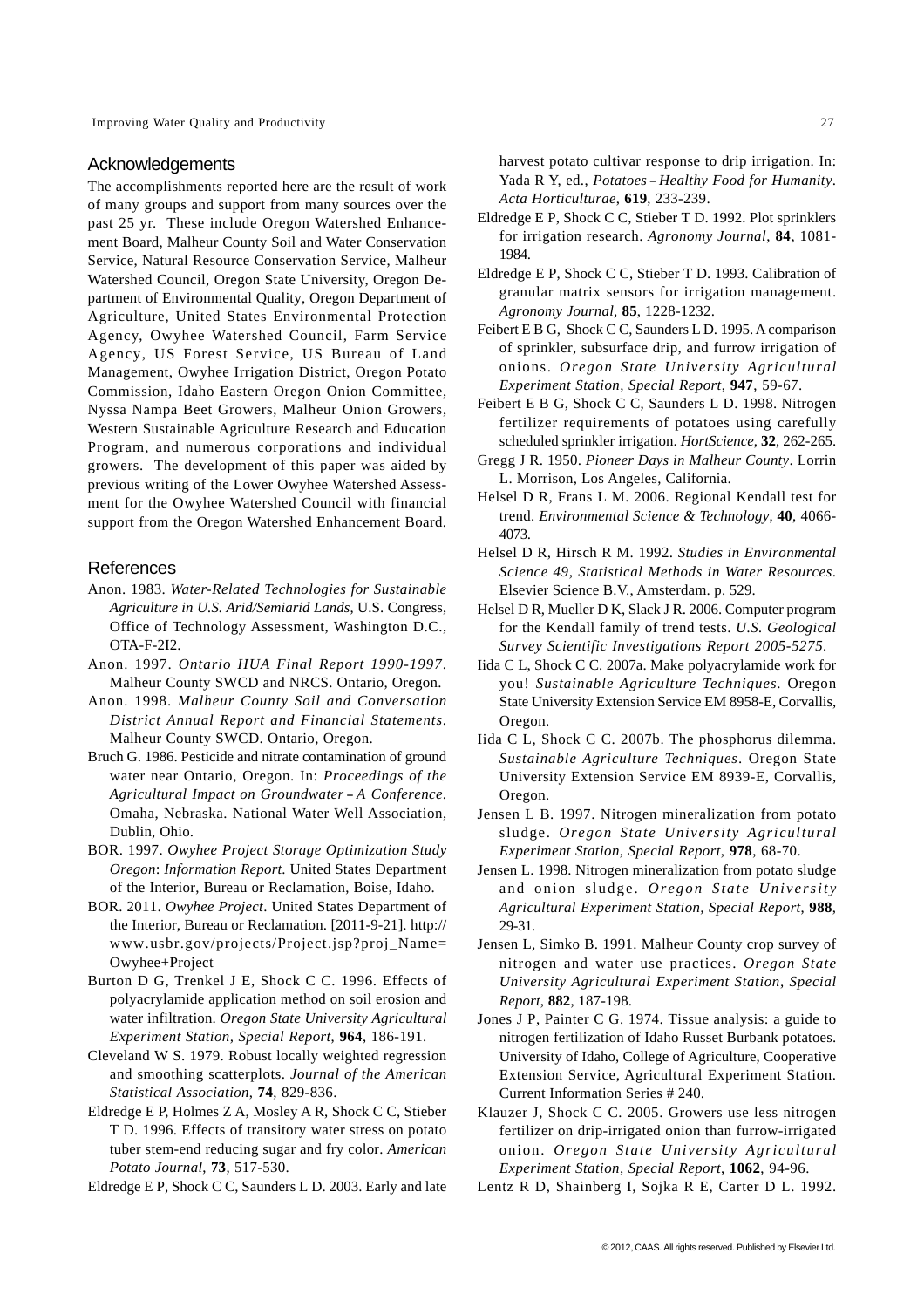## Acknowledgements

The accomplishments reported here are the result of work of many groups and support from many sources over the past 25 yr. These include Oregon Watershed Enhancement Board, Malheur County Soil and Water Conservation Service, Natural Resource Conservation Service, Malheur Watershed Council, Oregon State University, Oregon Department of Environmental Quality, Oregon Department of Agriculture, United States Environmental Protection Agency, Owyhee Watershed Council, Farm Service Agency, US Forest Service, US Bureau of Land Management, Owyhee Irrigation District, Oregon Potato Commission, Idaho Eastern Oregon Onion Committee, Nyssa Nampa Beet Growers, Malheur Onion Growers, Western Sustainable Agriculture Research and Education Program, and numerous corporations and individual growers. The development of this paper was aided by previous writing of the Lower Owyhee Watershed Assessment for the Owyhee Watershed Council with financial support from the Oregon Watershed Enhancement Board.

## References

Anon. 1983. *Water-Related Technologies for Sustainable Agriculture in U.S. Arid/Semiarid Lands*, U.S. Congress, Office of Technology Assessment, Washington D.C., OTA-F-2I2.

Anon. 1997. *Ontario HUA Final Report 1990-1997*. Malheur County SWCD and NRCS. Ontario, Oregon.

Anon. 1998. *Malheur County Soil and Conversation District Annual Report and Financial Statements*. Malheur County SWCD. Ontario, Oregon.

Bruch G. 1986. Pesticide and nitrate contamination of ground water near Ontario, Oregon. In: *Proceedings of the Agricultural Impact on Groundwater – A Conference*. Omaha, Nebraska. National Water Well Association, Dublin, Ohio.

BOR. 1997. *Owyhee Project Storage Optimization Study Oregon*: *Information Report*. United States Department of the Interior, Bureau or Reclamation, Boise, Idaho.

BOR. 2011. *Owyhee Project*. United States Department of the Interior, Bureau or Reclamation. [2011-9-21]. http://www.usbr.gov/projects/Project.jsp?proj_Name=Owyhee+Project

Burton D G, Trenkel J E, Shock C C. 1996. Effects of polyacrylamide application method on soil erosion and water infiltration. *Oregon State University Agricultural Experiment Station, Special Report*, **964**, 186-191.

Cleveland W S. 1979. Robust locally weighted regression and smoothing scatterplots. *Journal of the American Statistical Association*, **74**, 829-836.

Eldredge E P, Holmes Z A, Mosley A R, Shock C C, Stieber T D. 1996. Effects of transitory water stress on potato tuber stem-end reducing sugar and fry color. *American Potato Journal*, **73**, 517-530.

Eldredge E P, Shock C C, Saunders L D. 2003. Early and late harvest potato cultivar response to drip irrigation. In: Yada R Y, ed., *Potatoes – Healthy Food for Humanity*. *Acta Horticulturae*, **619**, 233-239.

Eldredge E P, Shock C C, Stieber T D. 1992. Plot sprinklers for irrigation research. *Agronomy Journal*, **84**, 1081-1984.

Eldredge E P, Shock C C, Stieber T D. 1993. Calibration of granular matrix sensors for irrigation management. *Agronomy Journal*, **85**, 1228-1232.

Feibert E B G, Shock C C, Saunders L D. 1995. A comparison of sprinkler, subsurface drip, and furrow irrigation of onions. *Oregon State University Agricultural Experiment Station, Special Report*, **947**, 59-67.

Feibert E B G, Shock C C, Saunders L D. 1998. Nitrogen fertilizer requirements of potatoes using carefully scheduled sprinkler irrigation. *HortScience*, **32**, 262-265.

Gregg J R. 1950. *Pioneer Days in Malheur County*. Lorrin L. Morrison, Los Angeles, California.

Helsel D R, Frans L M. 2006. Regional Kendall test for trend. *Environmental Science & Technology*, **40**, 4066-4073.

Helsel D R, Hirsch R M. 1992. *Studies in Environmental Science 49*, *Statistical Methods in Water Resources*. Elsevier Science B.V., Amsterdam. p. 529.

Helsel D R, Mueller D K, Slack J R. 2006. Computer program for the Kendall family of trend tests. *U.S. Geological Survey Scientific Investigations Report 2005-5275*.

Iida C L, Shock C C. 2007a. Make polyacrylamide work for you! *Sustainable Agriculture Techniques*. Oregon State University Extension Service EM 8958-E, Corvallis, Oregon.

Iida C L, Shock C C. 2007b. The phosphorus dilemma. *Sustainable Agriculture Techniques*. Oregon State University Extension Service EM 8939-E, Corvallis, Oregon.

Jensen L B. 1997. Nitrogen mineralization from potato sludge. *Oregon State University Agricultural Experiment Station, Special Report*, **978**, 68-70.

Jensen L. 1998. Nitrogen mineralization from potato sludge and onion sludge. *Oregon State University Agricultural Experiment Station, Special Report*, **988**, 29-31.

Jensen L, Simko B. 1991. Malheur County crop survey of nitrogen and water use practices. *Oregon State University Agricultural Experiment Station, Special Report*, **882**, 187-198.

Jones J P, Painter C G. 1974. Tissue analysis: a guide to nitrogen fertilization of Idaho Russet Burbank potatoes. University of Idaho, College of Agriculture, Cooperative Extension Service, Agricultural Experiment Station. Current Information Series # 240.

Klauzer J, Shock C C. 2005. Growers use less nitrogen fertilizer on drip-irrigated onion than furrow-irrigated onion. *Oregon State University Agricultural Experiment Station, Special Report*, **1062**, 94-96.

Lentz R D, Shainberg I, Sojka R E, Carter D L. 1992.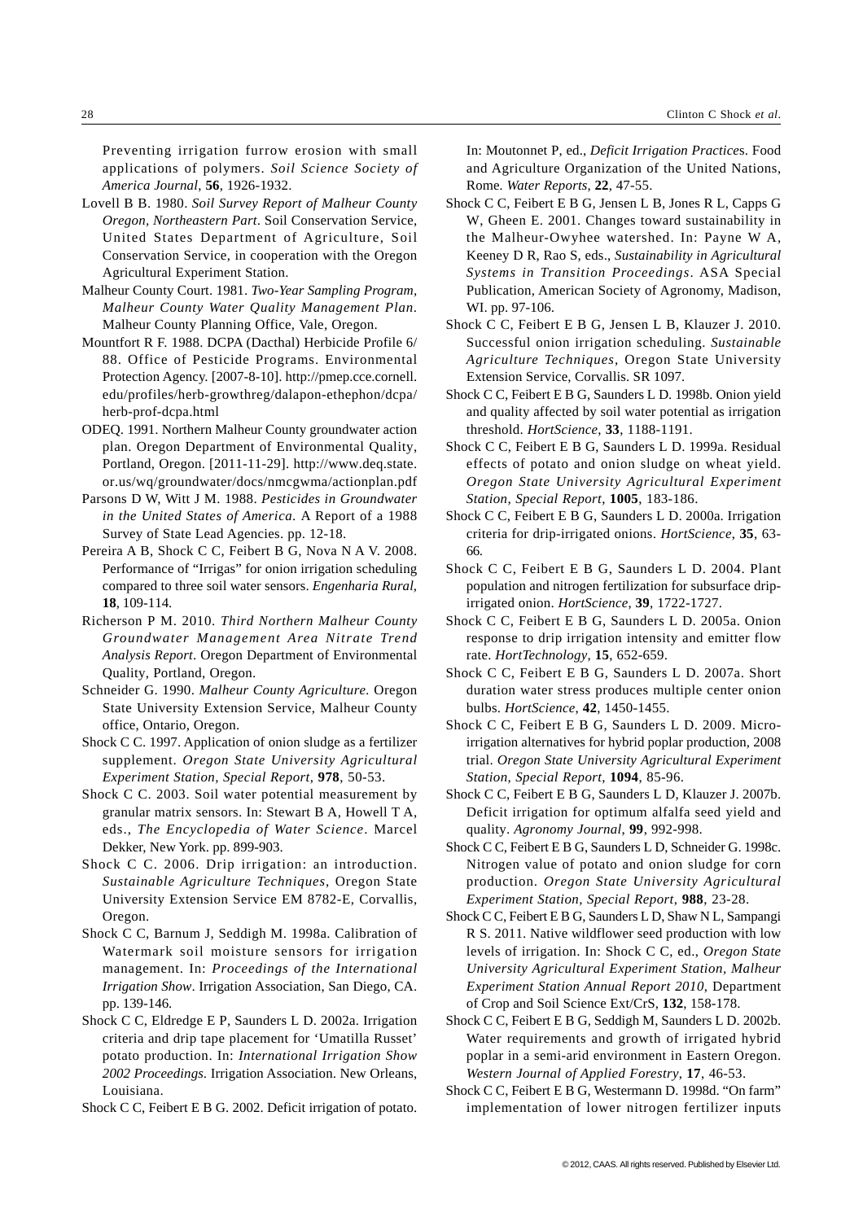Preventing irrigation furrow erosion with small applications of polymers. *Soil Science Society of America Journal*, **56**, 1926-1932.

Lovell B B. 1980. *Soil Survey Report of Malheur County Oregon, Northeastern Part*. Soil Conservation Service, United States Department of Agriculture, Soil Conservation Service, in cooperation with the Oregon Agricultural Experiment Station.

Malheur County Court. 1981. *Two-Year Sampling Program, Malheur County Water Quality Management Plan*. Malheur County Planning Office, Vale, Oregon.

Mountfort R F. 1988. DCPA (Dacthal) Herbicide Profile 6/88. Office of Pesticide Programs. Environmental Protection Agency. [2007-8-10]. http://pmep.cce.cornell.edu/profiles/herb-growthreg/dalapon-ethephon/dcpa/herb-prof-dcpa.html

ODEQ. 1991. Northern Malheur County groundwater action plan. Oregon Department of Environmental Quality, Portland, Oregon. [2011-11-29]. http://www.deq.state.or.us/wq/groundwater/docs/nmcgwma/actionplan.pdf

Parsons D W, Witt J M. 1988. *Pesticides in Groundwater in the United States of America*. A Report of a 1988 Survey of State Lead Agencies. pp. 12-18.

Pereira A B, Shock C C, Feibert B G, Nova N A V. 2008. Performance of "Irrigas" for onion irrigation scheduling compared to three soil water sensors. *Engenharia Rural*, **18**, 109-114.

Richerson P M. 2010. *Third Northern Malheur County Groundwater Management Area Nitrate Trend Analysis Report*. Oregon Department of Environmental Quality, Portland, Oregon.

Schneider G. 1990. *Malheur County Agriculture*. Oregon State University Extension Service, Malheur County office, Ontario, Oregon.

Shock C C. 1997. Application of onion sludge as a fertilizer supplement. *Oregon State University Agricultural Experiment Station, Special Report*, **978**, 50-53.

Shock C C. 2003. Soil water potential measurement by granular matrix sensors. In: Stewart B A, Howell T A, eds., *The Encyclopedia of Water Science*. Marcel Dekker, New York. pp. 899-903.

Shock C C. 2006. Drip irrigation: an introduction. *Sustainable Agriculture Techniques*, Oregon State University Extension Service EM 8782-E, Corvallis, Oregon.

Shock C C, Barnum J, Seddigh M. 1998a. Calibration of Watermark soil moisture sensors for irrigation management. In: *Proceedings of the International Irrigation Show*. Irrigation Association, San Diego, CA. pp. 139-146.

Shock C C, Eldredge E P, Saunders L D. 2002a. Irrigation criteria and drip tape placement for 'Umatilla Russet' potato production. In: *International Irrigation Show 2002 Proceedings*. Irrigation Association. New Orleans, Louisiana.

Shock C C, Feibert E B G. 2002. Deficit irrigation of potato. In: Moutonnet P, ed., *Deficit Irrigation Practice*s. Food and Agriculture Organization of the United Nations, Rome. *Water Reports*, **22**, 47-55.

Shock C C, Feibert E B G, Jensen L B, Jones R L, Capps G W, Gheen E. 2001. Changes toward sustainability in the Malheur-Owyhee watershed. In: Payne W A, Keeney D R, Rao S, eds., *Sustainability in Agricultural Systems in Transition Proceedings*. ASA Special Publication, American Society of Agronomy, Madison, WI. pp. 97-106.

Shock C C, Feibert E B G, Jensen L B, Klauzer J. 2010. Successful onion irrigation scheduling. *Sustainable Agriculture Techniques*, Oregon State University Extension Service, Corvallis. SR 1097.

Shock C C, Feibert E B G, Saunders L D. 1998b. Onion yield and quality affected by soil water potential as irrigation threshold. *HortScience*, **33**, 1188-1191.

Shock C C, Feibert E B G, Saunders L D. 1999a. Residual effects of potato and onion sludge on wheat yield. *Oregon State University Agricultural Experiment Station, Special Report*, **1005**, 183-186.

Shock C C, Feibert E B G, Saunders L D. 2000a. Irrigation criteria for drip-irrigated onions. *HortScience*, **35**, 63-66.

Shock C C, Feibert E B G, Saunders L D. 2004. Plant population and nitrogen fertilization for subsurface drip-irrigated onion. *HortScience*, **39**, 1722-1727.

Shock C C, Feibert E B G, Saunders L D. 2005a. Onion response to drip irrigation intensity and emitter flow rate. *HortTechnology*, **15**, 652-659.

Shock C C, Feibert E B G, Saunders L D. 2007a. Short duration water stress produces multiple center onion bulbs. *HortScience*, **42**, 1450-1455.

Shock C C, Feibert E B G, Saunders L D. 2009. Micro-irrigation alternatives for hybrid poplar production, 2008 trial. *Oregon State University Agricultural Experiment Station, Special Report*, **1094**, 85-96.

Shock C C, Feibert E B G, Saunders L D, Klauzer J. 2007b. Deficit irrigation for optimum alfalfa seed yield and quality. *Agronomy Journal*, **99**, 992-998.

Shock C C, Feibert E B G, Saunders L D, Schneider G. 1998c. Nitrogen value of potato and onion sludge for corn production. *Oregon State University Agricultural Experiment Station, Special Report*, **988**, 23-28.

Shock C C, Feibert E B G, Saunders L D, Shaw N L, Sampangi R S. 2011. Native wildflower seed production with low levels of irrigation. In: Shock C C, ed., *Oregon State University Agricultural Experiment Station, Malheur Experiment Station Annual Report 2010*, Department of Crop and Soil Science Ext/CrS, **132**, 158-178.

Shock C C, Feibert E B G, Seddigh M, Saunders L D. 2002b. Water requirements and growth of irrigated hybrid poplar in a semi-arid environment in Eastern Oregon. *Western Journal of Applied Forestry*, **17**, 46-53.

Shock C C, Feibert E B G, Westermann D. 1998d. "On farm" implementation of lower nitrogen fertilizer inputs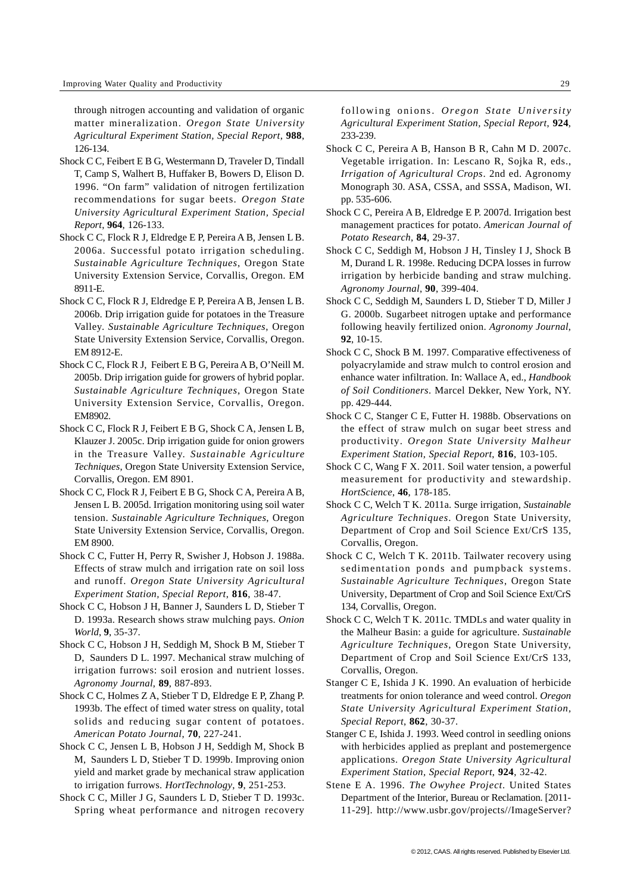through nitrogen accounting and validation of organic matter mineralization. *Oregon State University Agricultural Experiment Station, Special Report*, **988**, 126-134.

Shock C C, Feibert E B G, Westermann D, Traveler D, Tindall T, Camp S, Walhert B, Huffaker B, Bowers D, Elison D. 1996. "On farm" validation of nitrogen fertilization recommendations for sugar beets. *Oregon State University Agricultural Experiment Station, Special Report*, **964**, 126-133.

Shock C C, Flock R J, Eldredge E P, Pereira A B, Jensen L B. 2006a. Successful potato irrigation scheduling. *Sustainable Agriculture Techniques*, Oregon State University Extension Service, Corvallis, Oregon. EM 8911-E.

Shock C C, Flock R J, Eldredge E P, Pereira A B, Jensen L B. 2006b. Drip irrigation guide for potatoes in the Treasure Valley. *Sustainable Agriculture Techniques*, Oregon State University Extension Service, Corvallis, Oregon. EM 8912-E.

Shock C C, Flock R J, Feibert E B G, Pereira A B, O'Neill M. 2005b. Drip irrigation guide for growers of hybrid poplar. *Sustainable Agriculture Techniques*, Oregon State University Extension Service, Corvallis, Oregon. EM8902.

Shock C C, Flock R J, Feibert E B G, Shock C A, Jensen L B, Klauzer J. 2005c. Drip irrigation guide for onion growers in the Treasure Valley. *Sustainable Agriculture Techniques*, Oregon State University Extension Service, Corvallis, Oregon. EM 8901.

Shock C C, Flock R J, Feibert E B G, Shock C A, Pereira A B, Jensen L B. 2005d. Irrigation monitoring using soil water tension. *Sustainable Agriculture Techniques*, Oregon State University Extension Service, Corvallis, Oregon. EM 8900.

Shock C C, Futter H, Perry R, Swisher J, Hobson J. 1988a. Effects of straw mulch and irrigation rate on soil loss and runoff. *Oregon State University Agricultural Experiment Station, Special Report*, **816**, 38-47.

Shock C C, Hobson J H, Banner J, Saunders L D, Stieber T D. 1993a. Research shows straw mulching pays. *Onion World*, **9**, 35-37.

Shock C C, Hobson J H, Seddigh M, Shock B M, Stieber T D, Saunders D L. 1997. Mechanical straw mulching of irrigation furrows: soil erosion and nutrient losses. *Agronomy Journal*, **89**, 887-893.

Shock C C, Holmes Z A, Stieber T D, Eldredge E P, Zhang P. 1993b. The effect of timed water stress on quality, total solids and reducing sugar content of potatoes. *American Potato Journal*, **70**, 227-241.

Shock C C, Jensen L B, Hobson J H, Seddigh M, Shock B M, Saunders L D, Stieber T D. 1999b. Improving onion yield and market grade by mechanical straw application to irrigation furrows. *HortTechnology*, **9**, 251-253.

Shock C C, Miller J G, Saunders L D, Stieber T D. 1993c. Spring wheat performance and nitrogen recovery following onions. *Oregon State University Agricultural Experiment Station, Special Report*, **924**, 233-239.

Shock C C, Pereira A B, Hanson B R, Cahn M D. 2007c. Vegetable irrigation. In: Lescano R, Sojka R, eds., *Irrigation of Agricultural Crops*. 2nd ed. Agronomy Monograph 30. ASA, CSSA, and SSSA, Madison, WI. pp. 535-606.

Shock C C, Pereira A B, Eldredge E P. 2007d. Irrigation best management practices for potato. *American Journal of Potato Research*, **84**, 29-37.

Shock C C, Seddigh M, Hobson J H, Tinsley I J, Shock B M, Durand L R. 1998e. Reducing DCPA losses in furrow irrigation by herbicide banding and straw mulching. *Agronomy Journal*, **90**, 399-404.

Shock C C, Seddigh M, Saunders L D, Stieber T D, Miller J G. 2000b. Sugarbeet nitrogen uptake and performance following heavily fertilized onion. *Agronomy Journal*, **92**, 10-15.

Shock C C, Shock B M. 1997. Comparative effectiveness of polyacrylamide and straw mulch to control erosion and enhance water infiltration. In: Wallace A, ed., *Handbook of Soil Conditioners*. Marcel Dekker, New York, NY. pp. 429-444.

Shock C C, Stanger C E, Futter H. 1988b. Observations on the effect of straw mulch on sugar beet stress and productivity. *Oregon State University Malheur Experiment Station, Special Report*, **816**, 103-105.

Shock C C, Wang F X. 2011. Soil water tension, a powerful measurement for productivity and stewardship. *HortScience*, **46**, 178-185.

Shock C C, Welch T K. 2011a. Surge irrigation, *Sustainable Agriculture Techniques*. Oregon State University, Department of Crop and Soil Science Ext/CrS 135, Corvallis, Oregon.

Shock C C, Welch T K. 2011b. Tailwater recovery using sedimentation ponds and pumpback systems. *Sustainable Agriculture Techniques*, Oregon State University, Department of Crop and Soil Science Ext/CrS 134, Corvallis, Oregon.

Shock C C, Welch T K. 2011c. TMDLs and water quality in the Malheur Basin: a guide for agriculture. *Sustainable Agriculture Techniques*, Oregon State University, Department of Crop and Soil Science Ext/CrS 133, Corvallis, Oregon.

Stanger C E, Ishida J K. 1990. An evaluation of herbicide treatments for onion tolerance and weed control. *Oregon State University Agricultural Experiment Station, Special Report*, **862**, 30-37.

Stanger C E, Ishida J. 1993. Weed control in seedling onions with herbicides applied as preplant and postemergence applications. *Oregon State University Agricultural Experiment Station, Special Report*, **924**, 32-42.

Stene E A. 1996. *The Owyhee Project*. United States Department of the Interior, Bureau or Reclamation. [2011-11-29]. http://www.usbr.gov/projects//ImageServer?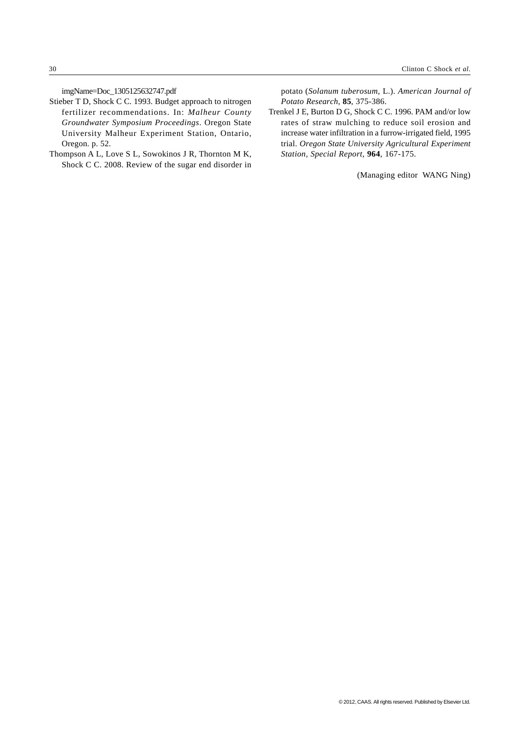imgName=Doc_1305125632747.pdf

Stieber T D, Shock C C. 1993. Budget approach to nitrogen fertilizer recommendations. In: *Malheur County Groundwater Symposium Proceedings*. Oregon State University Malheur Experiment Station, Ontario, Oregon. p. 52.

Thompson A L, Love S L, Sowokinos J R, Thornton M K, Shock C C. 2008. Review of the sugar end disorder in potato (*Solanum tuberosum*, L.). *American Journal of Potato Research*, **85**, 375-386.

Trenkel J E, Burton D G, Shock C C. 1996. PAM and/or low rates of straw mulching to reduce soil erosion and increase water infiltration in a furrow-irrigated field, 1995 trial. *Oregon State University Agricultural Experiment Station, Special Report*, **964**, 167-175.

(Managing editor WANG Ning)

© 2012, CAAS. All rights reserved. Published by Elsevier Ltd.